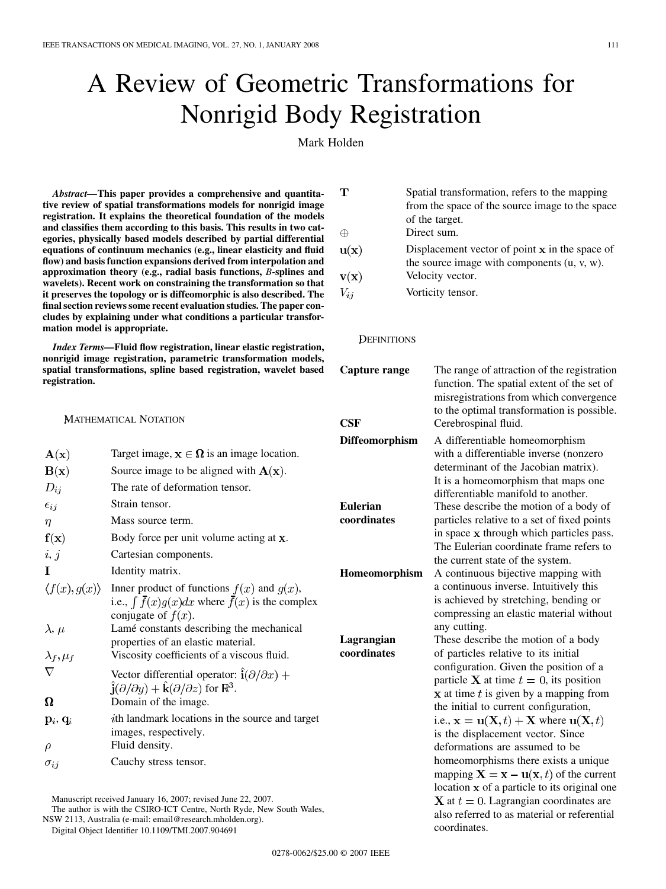# A Review of Geometric Transformations for Nonrigid Body Registration

Mark Holden

***Abstract*—This paper provides a comprehensive and quantitative review of spatial transformations models for nonrigid image registration. It explains the theoretical foundation of the models and classifies them according to this basis. This results in two categories, physically based models described by partial differential equations of continuum mechanics (e.g., linear elasticity and fluid flow) and basis function expansions derived from interpolation and approximation theory (e.g., radial basis functions, *B*-splines and wavelets). Recent work on constraining the transformation so that it preserves the topology or is diffeomorphic is also described. The final section reviews some recent evaluation studies. The paper concludes by explaining under what conditions a particular transformation model is appropriate.**

***Index Terms*—Fluid flow registration, linear elastic registration, nonrigid image registration, parametric transformation models, spatial transformations, spline based registration, wavelet based registration.**

## Mathematical Notation

| | |
|---|---|
| $\mathbf{A}(\mathbf{x})$ | Target image, $\mathbf{x} \in \mathbf{\Omega}$ is an image location. |
| $\mathbf{B}(\mathbf{x})$ | Source image to be aligned with $\mathbf{A}(\mathbf{x})$. |
| $D_{ij}$ | The rate of deformation tensor. |
| $\epsilon_{ij}$ | Strain tensor. |
| $\eta$ | Mass source term. |
| $\mathbf{f}(\mathbf{x})$ | Body force per unit volume acting at $\mathbf{x}$. |
| $i, j$ | Cartesian components. |
| $\mathbf{I}$ | Identity matrix. |
| $\langle f(x), g(x) \rangle$ | Inner product of functions $f(x)$ and $g(x)$, i.e., $\int \bar{f}(x)g(x)dx$ where $\bar{f}(x)$ is the complex conjugate of $f(x)$. |
| $\lambda, \mu$ | Lamé constants describing the mechanical properties of an elastic material. |
| $\lambda_f, \mu_f$ | Viscosity coefficients of a viscous fluid. |
| $\nabla$ | Vector differential operator: $\hat{\mathbf{i}}(\partial/\partial x) + \hat{\mathbf{j}}(\partial/\partial y) + \hat{\mathbf{k}}(\partial/\partial z)$ for $\mathbb{R}^3$. |
| $\mathbf{\Omega}$ | Domain of the image. |
| $\mathbf{p}_i, \mathbf{q}_i$ | $i$th landmark locations in the source and target images, respectively. |
| $\rho$ | Fluid density. |
| $\sigma_{ij}$ | Cauchy stress tensor. |
| $\mathbf{T}$ | Spatial transformation, refers to the mapping from the space of the source image to the space of the target. |
| $\oplus$ | Direct sum. |
| $\mathbf{u}(\mathbf{x})$ | Displacement vector of point $\mathbf{x}$ in the space of the source image with components (u, v, w). |
| $\mathbf{v}(\mathbf{x})$ | Velocity vector. |
| $V_{ij}$ | Vorticity tensor. |

Manuscript received January 16, 2007; revised June 22, 2007.

The author is with the CSIRO-ICT Centre, North Ryde, New South Wales, NSW 2113, Australia (e-mail: email@research.mholden.org).

Digital Object Identifier 10.1109/TMI.2007.904691

## Definitions

| | |
|---|---|
| **Capture range** | The range of attraction of the registration function. The spatial extent of the set of misregistrations from which convergence to the optimal transformation is possible. |
| **CSF** | Cerebrospinal fluid. |
| **Diffeomorphism** | A differentiable homeomorphism with a differentiable inverse (nonzero determinant of the Jacobian matrix). It is a homeomorphism that maps one differentiable manifold to another. |
| **Eulerian coordinates** | These describe the motion of a body of particles relative to a set of fixed points in space $\mathbf{x}$ through which particles pass. The Eulerian coordinate frame refers to the current state of the system. |
| **Homeomorphism** | A continuous bijective mapping with a continuous inverse. Intuitively this is achieved by stretching, bending or compressing an elastic material without any cutting. |
| **Lagrangian coordinates** | These describe the motion of a body of particles relative to its initial configuration. Given the position of a particle $\mathbf{X}$ at time $t = 0$, its position $\mathbf{x}$ at time $t$ is given by a mapping from the initial to current configuration, i.e., $\mathbf{x} = \mathbf{u}(\mathbf{X}, t) + \mathbf{X}$ where $\mathbf{u}(\mathbf{X}, t)$ is the displacement vector. Since deformations are assumed to be homeomorphisms there exists a unique mapping $\mathbf{X} = \mathbf{x} - \mathbf{u}(\mathbf{x}, t)$ of the current location $\mathbf{x}$ of a particle to its original one $\mathbf{X}$ at $t = 0$. Lagrangian coordinates are also referred to as material or referential coordinates. |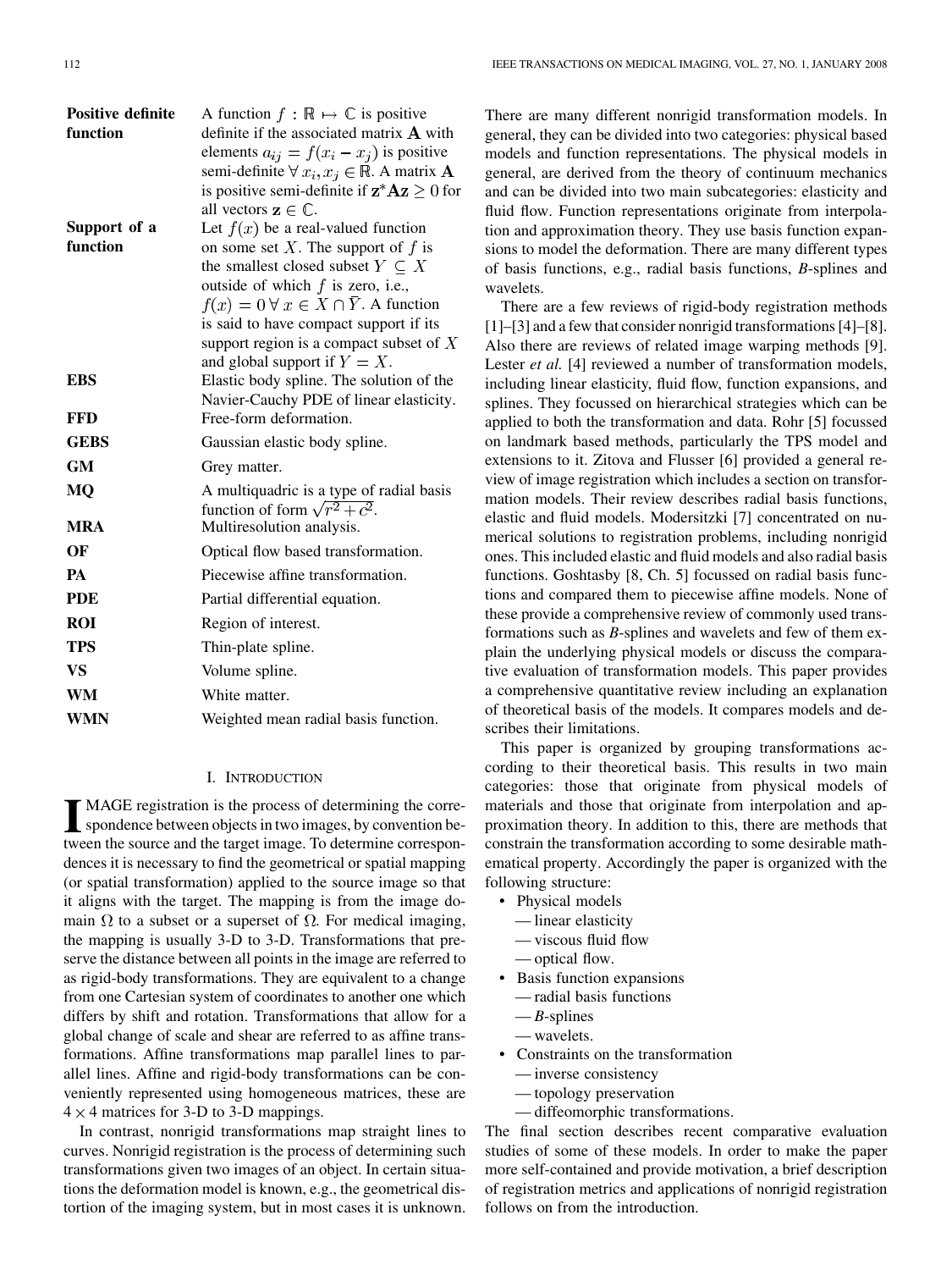| | |
|---|---|
| **Positive definite function** | A function $f : \mathbb{R} \mapsto \mathbb{C}$ is positive definite if the associated matrix $\mathbf{A}$ with elements $a_{ij} = f(x_i - x_j)$ is positive semi-definite $\forall\, x_i, x_j \in \mathbb{R}$. A matrix $\mathbf{A}$ is positive semi-definite if $\mathbf{z}^* \mathbf{A} \mathbf{z} \geq 0$ for all vectors $\mathbf{z} \in \mathbb{C}$. |
| **Support of a function** | Let $f(x)$ be a real-valued function on some set $X$. The support of $f$ is the smallest closed subset $Y \subseteq X$ outside of which $f$ is zero, i.e., $f(x) = 0 \,\forall\, x \in X \cap \bar{Y}$. A function is said to have compact support if its support region is a compact subset of $X$ and global support if $Y = X$. |
| **EBS** | Elastic body spline. The solution of the Navier-Cauchy PDE of linear elasticity. |
| **FFD** | Free-form deformation. |
| **GEBS** | Gaussian elastic body spline. |
| **GM** | Grey matter. |
| **MQ** | A multiquadric is a type of radial basis function of form $\sqrt{r^2 + c^2}$. |
| **MRA** | Multiresolution analysis. |
| **OF** | Optical flow based transformation. |
| **PA** | Piecewise affine transformation. |
| **PDE** | Partial differential equation. |
| **ROI** | Region of interest. |
| **TPS** | Thin-plate spline. |
| **VS** | Volume spline. |
| **WM** | White matter. |
| **WMN** | Weighted mean radial basis function. |

## I. Introduction

Image registration is the process of determining the correspondence between objects in two images, by convention between the source and the target image. To determine correspondences it is necessary to find the geometrical or spatial mapping (or spatial transformation) applied to the source image so that it aligns with the target. The mapping is from the image domain $\Omega$ to a subset or a superset of $\Omega$. For medical imaging, the mapping is usually 3-D to 3-D. Transformations that preserve the distance between all points in the image are referred to as rigid-body transformations. They are equivalent to a change from one Cartesian system of coordinates to another one which differs by shift and rotation. Transformations that allow for a global change of scale and shear are referred to as affine transformations. Affine transformations map parallel lines to parallel lines. Affine and rigid-body transformations can be conveniently represented using homogeneous matrices, these are $4 \times 4$ matrices for 3-D to 3-D mappings.

In contrast, nonrigid transformations map straight lines to curves. Nonrigid registration is the process of determining such transformations given two images of an object. In certain situations the deformation model is known, e.g., the geometrical distortion of the imaging system, but in most cases it is unknown. There are many different nonrigid transformation models. In general, they can be divided into two categories: physical based models and function representations. The physical models in general, are derived from the theory of continuum mechanics and can be divided into two main subcategories: elasticity and fluid flow. Function representations originate from interpolation and approximation theory. They use basis function expansions to model the deformation. There are many different types of basis functions, e.g., radial basis functions, *B*-splines and wavelets.

There are a few reviews of rigid-body registration methods [1]–[3] and a few that consider nonrigid transformations [4]–[8]. Also there are reviews of related image warping methods [9]. Lester *et al.* [4] reviewed a number of transformation models, including linear elasticity, fluid flow, function expansions, and splines. They focussed on hierarchical strategies which can be applied to both the transformation and data. Rohr [5] focussed on landmark based methods, particularly the TPS model and extensions to it. Zitova and Flusser [6] provided a general review of image registration which includes a section on transformation models. Their review describes radial basis functions, elastic and fluid models. Modersitzki [7] concentrated on numerical solutions to registration problems, including nonrigid ones. This included elastic and fluid models and also radial basis functions. Goshtasby [8, Ch. 5] focussed on radial basis functions and compared them to piecewise affine models. None of these provide a comprehensive review of commonly used transformations such as *B*-splines and wavelets and few of them explain the underlying physical models or discuss the comparative evaluation of transformation models. This paper provides a comprehensive quantitative review including an explanation of theoretical basis of the models. It compares models and describes their limitations.

This paper is organized by grouping transformations according to their theoretical basis. This results in two main categories: those that originate from physical models of materials and those that originate from interpolation and approximation theory. In addition to this, there are methods that constrain the transformation according to some desirable mathematical property. Accordingly the paper is organized with the following structure:

- Physical models
  - — linear elasticity
  - — viscous fluid flow
  - — optical flow.
- Basis function expansions
  - — radial basis functions
  - — *B*-splines
  - — wavelets.
- Constraints on the transformation
  - — inverse consistency
  - — topology preservation
  - — diffeomorphic transformations.

The final section describes recent comparative evaluation studies of some of these models. In order to make the paper more self-contained and provide motivation, a brief description of registration metrics and applications of nonrigid registration follows on from the introduction.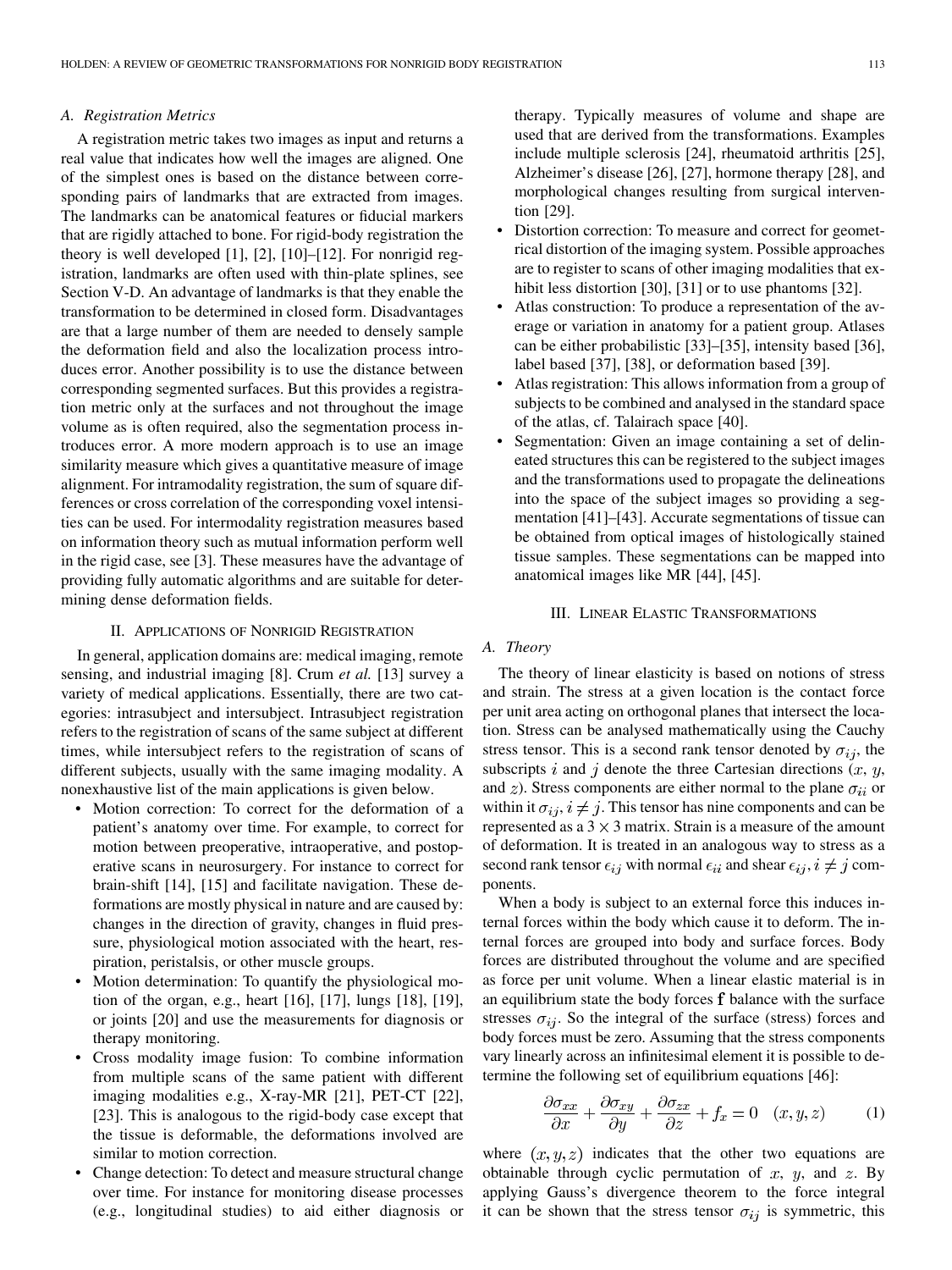### A. Registration Metrics

A registration metric takes two images as input and returns a real value that indicates how well the images are aligned. One of the simplest ones is based on the distance between corresponding pairs of landmarks that are extracted from images. The landmarks can be anatomical features or fiducial markers that are rigidly attached to bone. For rigid-body registration the theory is well developed [1], [2], [10]–[12]. For nonrigid registration, landmarks are often used with thin-plate splines, see Section V-D. An advantage of landmarks is that they enable the transformation to be determined in closed form. Disadvantages are that a large number of them are needed to densely sample the deformation field and also the localization process introduces error. Another possibility is to use the distance between corresponding segmented surfaces. But this provides a registration metric only at the surfaces and not throughout the image volume as is often required, also the segmentation process introduces error. A more modern approach is to use an image similarity measure which gives a quantitative measure of image alignment. For intramodality registration, the sum of square differences or cross correlation of the corresponding voxel intensities can be used. For intermodality registration measures based on information theory such as mutual information perform well in the rigid case, see [3]. These measures have the advantage of providing fully automatic algorithms and are suitable for determining dense deformation fields.

## II. Applications of Nonrigid Registration

In general, application domains are: medical imaging, remote sensing, and industrial imaging [8]. Crum *et al.* [13] survey a variety of medical applications. Essentially, there are two categories: intrasubject and intersubject. Intrasubject registration refers to the registration of scans of the same subject at different times, while intersubject refers to the registration of scans of different subjects, usually with the same imaging modality. A nonexhaustive list of the main applications is given below.

- Motion correction: To correct for the deformation of a patient's anatomy over time. For example, to correct for motion between preoperative, intraoperative, and postoperative scans in neurosurgery. For instance to correct for brain-shift [14], [15] and facilitate navigation. These deformations are mostly physical in nature and are caused by: changes in the direction of gravity, changes in fluid pressure, physiological motion associated with the heart, respiration, peristalsis, or other muscle groups.
- Motion determination: To quantify the physiological motion of the organ, e.g., heart [16], [17], lungs [18], [19], or joints [20] and use the measurements for diagnosis or therapy monitoring.
- Cross modality image fusion: To combine information from multiple scans of the same patient with different imaging modalities e.g., X-ray-MR [21], PET-CT [22], [23]. This is analogous to the rigid-body case except that the tissue is deformable, the deformations involved are similar to motion correction.
- Change detection: To detect and measure structural change over time. For instance for monitoring disease processes (e.g., longitudinal studies) to aid either diagnosis or therapy. Typically measures of volume and shape are used that are derived from the transformations. Examples include multiple sclerosis [24], rheumatoid arthritis [25], Alzheimer's disease [26], [27], hormone therapy [28], and morphological changes resulting from surgical intervention [29].
- Distortion correction: To measure and correct for geometrical distortion of the imaging system. Possible approaches are to register to scans of other imaging modalities that exhibit less distortion [30], [31] or to use phantoms [32].
- Atlas construction: To produce a representation of the average or variation in anatomy for a patient group. Atlases can be either probabilistic [33]–[35], intensity based [36], label based [37], [38], or deformation based [39].
- Atlas registration: This allows information from a group of subjects to be combined and analysed in the standard space of the atlas, cf. Talairach space [40].
- Segmentation: Given an image containing a set of delineated structures this can be registered to the subject images and the transformations used to propagate the delineations into the space of the subject images so providing a segmentation [41]–[43]. Accurate segmentations of tissue can be obtained from optical images of histologically stained tissue samples. These segmentations can be mapped into anatomical images like MR [44], [45].

## III. Linear Elastic Transformations

### A. Theory

The theory of linear elasticity is based on notions of stress and strain. The stress at a given location is the contact force per unit area acting on orthogonal planes that intersect the location. Stress can be analysed mathematically using the Cauchy stress tensor. This is a second rank tensor denoted by $\sigma_{ij}$, the subscripts $i$ and $j$ denote the three Cartesian directions ($x$, $y$, and $z$). Stress components are either normal to the plane $\sigma_{ii}$ or within it $\sigma_{ij}, i \neq j$. This tensor has nine components and can be represented as a $3 \times 3$ matrix. Strain is a measure of the amount of deformation. It is treated in an analogous way to stress as a second rank tensor $\epsilon_{ij}$ with normal $\epsilon_{ii}$ and shear $\epsilon_{ij}, i \neq j$ components.

When a body is subject to an external force this induces internal forces within the body which cause it to deform. The internal forces are grouped into body and surface forces. Body forces are distributed throughout the volume and are specified as force per unit volume. When a linear elastic material is in an equilibrium state the body forces $\mathbf{f}$ balance with the surface stresses $\sigma_{ij}$. So the integral of the surface (stress) forces and body forces must be zero. Assuming that the stress components vary linearly across an infinitesimal element it is possible to determine the following set of equilibrium equations [46]:

$$\frac{\partial \sigma_{xx}}{\partial x} + \frac{\partial \sigma_{xy}}{\partial y} + \frac{\partial \sigma_{zx}}{\partial z} + f_x = 0 \quad (x, y, z) \tag{1}$$

where $(x, y, z)$ indicates that the other two equations are obtainable through cyclic permutation of $x$, $y$, and $z$. By applying Gauss's divergence theorem to the force integral it can be shown that the stress tensor $\sigma_{ij}$ is symmetric, this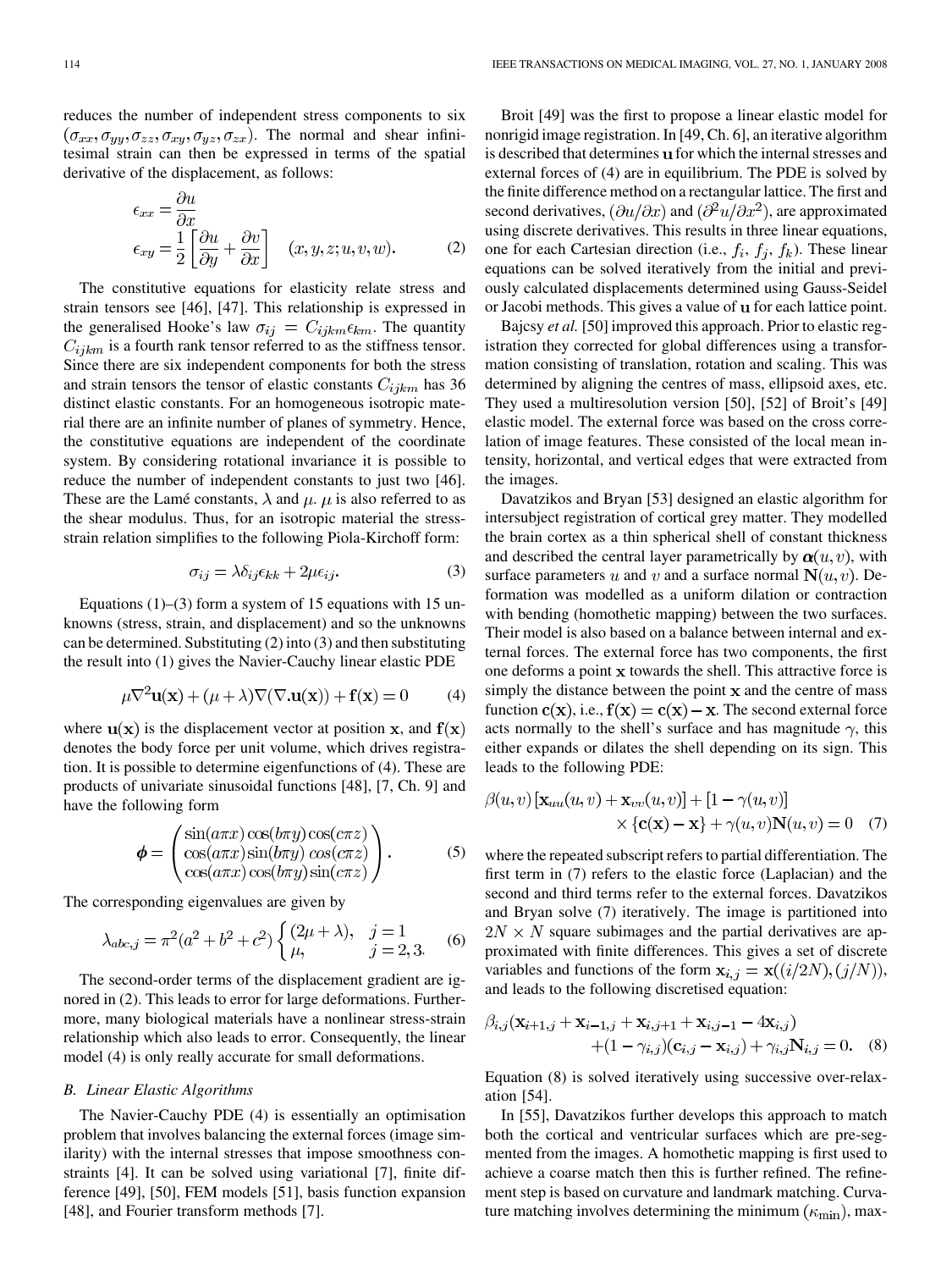reduces the number of independent stress components to six $(\sigma_{xx}, \sigma_{yy}, \sigma_{zz}, \sigma_{xy}, \sigma_{yz}, \sigma_{zx})$. The normal and shear infinitesimal strain can then be expressed in terms of the spatial derivative of the displacement, as follows:

$$
\begin{aligned}
\epsilon_{xx} &= \frac{\partial u}{\partial x} \\
\epsilon_{xy} &= \frac{1}{2}\left[\frac{\partial u}{\partial y} + \frac{\partial v}{\partial x}\right] \quad (x, y, z; u, v, w).
\end{aligned} \tag{2}
$$

The constitutive equations for elasticity relate stress and strain tensors see [46], [47]. This relationship is expressed in the generalised Hooke's law $\sigma_{ij} = C_{ijkm}\epsilon_{km}$. The quantity $C_{ijkm}$ is a fourth rank tensor referred to as the stiffness tensor. Since there are six independent components for both the stress and strain tensors the tensor of elastic constants $C_{ijkm}$ has 36 distinct elastic constants. For an homogeneous isotropic material there are an infinite number of planes of symmetry. Hence, the constitutive equations are independent of the coordinate system. By considering rotational invariance it is possible to reduce the number of independent constants to just two [46]. These are the Lamé constants, $\lambda$ and $\mu$. $\mu$ is also referred to as the shear modulus. Thus, for an isotropic material the stress-strain relation simplifies to the following Piola-Kirchhoff form:

$$
\sigma_{ij} = \lambda\delta_{ij}\epsilon_{kk} + 2\mu\epsilon_{ij}. \tag{3}
$$

Equations (1)–(3) form a system of 15 equations with 15 unknowns (stress, strain, and displacement) and so the unknowns can be determined. Substituting (2) into (3) and then substituting the result into (1) gives the Navier-Cauchy linear elastic PDE

$$
\mu\nabla^2\mathbf{u}(\mathbf{x}) + (\mu + \lambda)\nabla(\nabla.\mathbf{u}(\mathbf{x})) + \mathbf{f}(\mathbf{x}) = 0 \tag{4}
$$

where $\mathbf{u}(\mathbf{x})$ is the displacement vector at position $\mathbf{x}$, and $\mathbf{f}(\mathbf{x})$ denotes the body force per unit volume, which drives registration. It is possible to determine eigenfunctions of (4). These are products of univariate sinusoidal functions [48], [7, Ch. 9] and have the following form

$$
\boldsymbol{\phi} = \begin{pmatrix} \sin(a\pi x)\cos(b\pi y)\cos(c\pi z) \\ \cos(a\pi x)\sin(b\pi y)\,cos(c\pi z) \\ \cos(a\pi x)\cos(b\pi y)\sin(c\pi z) \end{pmatrix}. \tag{5}
$$

The corresponding eigenvalues are given by

$$
\lambda_{abc,j} = \pi^2(a^2 + b^2 + c^2)\begin{cases} (2\mu + \lambda), & j = 1 \\ \mu, & j = 2, 3. \end{cases} \tag{6}
$$

The second-order terms of the displacement gradient are ignored in (2). This leads to error for large deformations. Furthermore, many biological materials have a nonlinear stress-strain relationship which also leads to error. Consequently, the linear model (4) is only really accurate for small deformations.

### B. Linear Elastic Algorithms

The Navier-Cauchy PDE (4) is essentially an optimisation problem that involves balancing the external forces (image similarity) with the internal stresses that impose smoothness constraints [4]. It can be solved using variational [7], finite difference [49], [50], FEM models [51], basis function expansion [48], and Fourier transform methods [7].

Broit [49] was the first to propose a linear elastic model for nonrigid image registration. In [49, Ch. 6], an iterative algorithm is described that determines $\mathbf{u}$ for which the internal stresses and external forces of (4) are in equilibrium. The PDE is solved by the finite difference method on a rectangular lattice. The first and second derivatives, $(\partial u/\partial x)$ and $(\partial^2 u/\partial x^2)$, are approximated using discrete derivatives. This results in three linear equations, one for each Cartesian direction (i.e., $f_i$, $f_j$, $f_k$). These linear equations can be solved iteratively from the initial and previously calculated displacements determined using Gauss-Seidel or Jacobi methods. This gives a value of $\mathbf{u}$ for each lattice point.

Bajcsy *et al.* [50] improved this approach. Prior to elastic registration they corrected for global differences using a transformation consisting of translation, rotation and scaling. This was determined by aligning the centres of mass, ellipsoid axes, etc. They used a multiresolution version [50], [52] of Broit's [49] elastic model. The external force was based on the cross correlation of image features. These consisted of the local mean intensity, horizontal, and vertical edges that were extracted from the images.

Davatzikos and Bryan [53] designed an elastic algorithm for intersubject registration of cortical grey matter. They modelled the brain cortex as a thin spherical shell of constant thickness and described the central layer parametrically by $\boldsymbol{\alpha}(u, v)$, with surface parameters $u$ and $v$ and a surface normal $\mathbf{N}(u, v)$. Deformation was modelled as a uniform dilation or contraction with bending (homothetic mapping) between the two surfaces. Their model is also based on a balance between internal and external forces. The external force has two components, the first one deforms a point $\mathbf{x}$ towards the shell. This attractive force is simply the distance between the point $\mathbf{x}$ and the centre of mass function $\mathbf{c}(\mathbf{x})$, i.e., $\mathbf{f}(\mathbf{x}) = \mathbf{c}(\mathbf{x}) - \mathbf{x}$. The second external force acts normally to the shell's surface and has magnitude $\gamma$, this either expands or dilates the shell depending on its sign. This leads to the following PDE:

$$
\begin{aligned}
\beta(u, v)\left[\mathbf{x}_{uu}(u, v) + \mathbf{x}_{vv}(u, v)\right] &+ [1 - \gamma(u, v)] \\
\times \{\mathbf{c}(\mathbf{x}) - \mathbf{x}\} &+ \gamma(u, v)\mathbf{N}(u, v) = 0
\end{aligned} \tag{7}
$$

where the repeated subscript refers to partial differentiation. The first term in (7) refers to the elastic force (Laplacian) and the second and third terms refer to the external forces. Davatzikos and Bryan solve (7) iteratively. The image is partitioned into $2N \times N$ square subimages and the partial derivatives are approximated with finite differences. This gives a set of discrete variables and functions of the form $\mathbf{x}_{i,j} = \mathbf{x}((i/2N), (j/N))$, and leads to the following discretised equation:

$$
\begin{aligned}
\beta_{i,j}(\mathbf{x}_{i+1,j} + \mathbf{x}_{i-1,j} + \mathbf{x}_{i,j+1} + \mathbf{x}_{i,j-1} - 4\mathbf{x}_{i,j}) \\
+ (1 - \gamma_{i,j})(\mathbf{c}_{i,j} - \mathbf{x}_{i,j}) + \gamma_{i,j}\mathbf{N}_{i,j} = 0.
\end{aligned} \tag{8}
$$

Equation (8) is solved iteratively using successive over-relaxation [54].

In [55], Davatzikos further develops this approach to match both the cortical and ventricular surfaces which are pre-segmented from the images. A homothetic mapping is first used to achieve a coarse match then this is further refined. The refinement step is based on curvature and landmark matching. Curvature matching involves determining the minimum $(\kappa_{\min})$, max-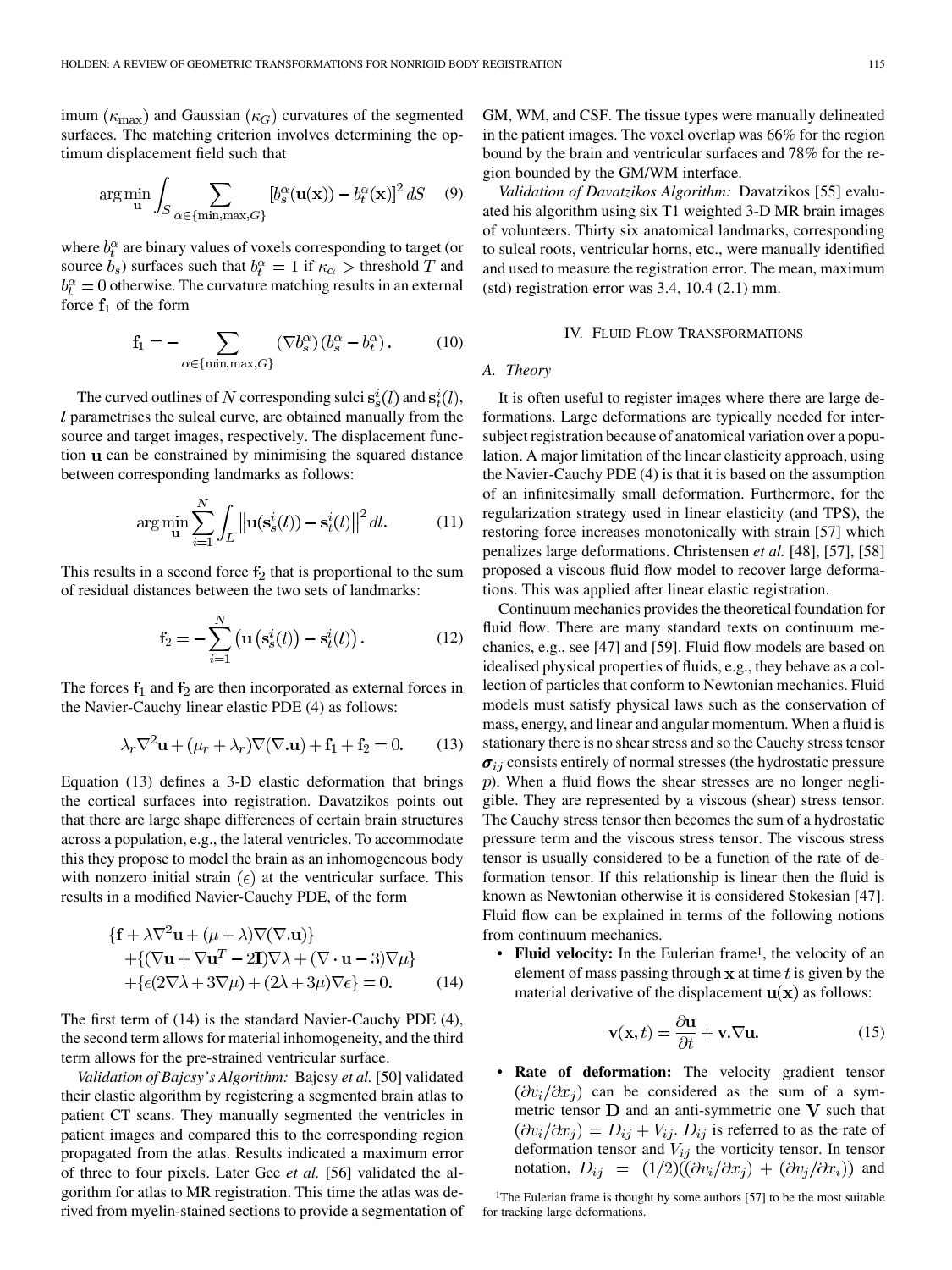imum ($\kappa_{\max}$) and Gaussian ($\kappa_G$) curvatures of the segmented surfaces. The matching criterion involves determining the optimum displacement field such that

$$\arg\min_{\mathbf{u}} \int_S \sum_{\alpha\in\{\min,\max,G\}} \left[b_s^\alpha(\mathbf{u}(\mathbf{x})) - b_t^\alpha(\mathbf{x})\right]^2 dS \quad (9)$$

where $b_t^\alpha$ are binary values of voxels corresponding to target (or source $b_s$) surfaces such that $b_t^\alpha = 1$ if $\kappa_\alpha >$ threshold $T$ and $b_t^\alpha = 0$ otherwise. The curvature matching results in an external force $\mathbf{f}_1$ of the form

$$\mathbf{f}_1 = -\sum_{\alpha\in\{\min,\max,G\}} (\nabla b_s^\alpha)(b_s^\alpha - b_t^\alpha). \quad (10)$$

The curved outlines of $N$ corresponding sulci $\mathbf{s}_s^i(l)$ and $\mathbf{s}_t^i(l)$, $l$ parametrises the sulcal curve, are obtained manually from the source and target images, respectively. The displacement function $\mathbf{u}$ can be constrained by minimising the squared distance between corresponding landmarks as follows:

$$\arg\min_{\mathbf{u}} \sum_{i=1}^N \int_L \left\|\mathbf{u}(\mathbf{s}_s^i(l)) - \mathbf{s}_t^i(l)\right\|^2 dl. \quad (11)$$

This results in a second force $\mathbf{f}_2$ that is proportional to the sum of residual distances between the two sets of landmarks:

$$\mathbf{f}_2 = -\sum_{i=1}^N \left(\mathbf{u}\left(\mathbf{s}_s^i(l)\right) - \mathbf{s}_t^i(l)\right). \quad (12)$$

The forces $\mathbf{f}_1$ and $\mathbf{f}_2$ are then incorporated as external forces in the Navier-Cauchy linear elastic PDE (4) as follows:

$$\lambda_r \nabla^2 \mathbf{u} + (\mu_r + \lambda_r)\nabla(\nabla.\mathbf{u}) + \mathbf{f}_1 + \mathbf{f}_2 = 0. \quad (13)$$

Equation (13) defines a 3-D elastic deformation that brings the cortical surfaces into registration. Davatzikos points out that there are large shape differences of certain brain structures across a population, e.g., the lateral ventricles. To accommodate this they propose to model the brain as an inhomogeneous body with nonzero initial strain ($\epsilon$) at the ventricular surface. This results in a modified Navier-Cauchy PDE, of the form

$$\begin{aligned}&\{\mathbf{f} + \lambda\nabla^2\mathbf{u} + (\mu+\lambda)\nabla(\nabla.\mathbf{u})\}\\ &+\{(\nabla\mathbf{u} + \nabla\mathbf{u}^T - 2\mathbf{I})\nabla\lambda + (\nabla\cdot\mathbf{u} - 3)\nabla\mu\}\\ &+\{\epsilon(2\nabla\lambda + 3\nabla\mu) + (2\lambda + 3\mu)\nabla\epsilon\} = 0. \quad (14)\end{aligned}$$

The first term of (14) is the standard Navier-Cauchy PDE (4), the second term allows for material inhomogeneity, and the third term allows for the pre-strained ventricular surface.

*Validation of Bajcsy's Algorithm:* Bajcsy *et al.* [50] validated their elastic algorithm by registering a segmented brain atlas to patient CT scans. They manually segmented the ventricles in patient images and compared this to the corresponding region propagated from the atlas. Results indicated a maximum error of three to four pixels. Later Gee *et al.* [56] validated the algorithm for atlas to MR registration. This time the atlas was derived from myelin-stained sections to provide a segmentation of GM, WM, and CSF. The tissue types were manually delineated in the patient images. The voxel overlap was 66% for the region bound by the brain and ventricular surfaces and 78% for the region bounded by the GM/WM interface.

*Validation of Davatzikos Algorithm:* Davatzikos [55] evaluated his algorithm using six T1 weighted 3-D MR brain images of volunteers. Thirty six anatomical landmarks, corresponding to sulcal roots, ventricular horns, etc., were manually identified and used to measure the registration error. The mean, maximum (std) registration error was 3.4, 10.4 (2.1) mm.

## IV. Fluid Flow Transformations

### A. Theory

It is often useful to register images where there are large deformations. Large deformations are typically needed for intersubject registration because of anatomical variation over a population. A major limitation of the linear elasticity approach, using the Navier-Cauchy PDE (4) is that it is based on the assumption of an infinitesimally small deformation. Furthermore, for the regularization strategy used in linear elasticity (and TPS), the restoring force increases monotonically with strain [57] which penalizes large deformations. Christensen *et al.* [48], [57], [58] proposed a viscous fluid flow model to recover large deformations. This was applied after linear elastic registration.

Continuum mechanics provides the theoretical foundation for fluid flow. There are many standard texts on continuum mechanics, e.g., see [47] and [59]. Fluid flow models are based on idealised physical properties of fluids, e.g., they behave as a collection of particles that conform to Newtonian mechanics. Fluid models must satisfy physical laws such as the conservation of mass, energy, and linear and angular momentum. When a fluid is stationary there is no shear stress and so the Cauchy stress tensor $\boldsymbol{\sigma}_{ij}$ consists entirely of normal stresses (the hydrostatic pressure $p$). When a fluid flows the shear stresses are no longer negligible. They are represented by a viscous (shear) stress tensor. The Cauchy stress tensor then becomes the sum of a hydrostatic pressure term and the viscous stress tensor. The viscous stress tensor is usually considered to be a function of the rate of deformation tensor. If this relationship is linear then the fluid is known as Newtonian otherwise it is considered Stokesian [47]. Fluid flow can be explained in terms of the following notions from continuum mechanics.

- **Fluid velocity:** In the Eulerian frame[1], the velocity of an element of mass passing through $\mathbf{x}$ at time $t$ is given by the material derivative of the displacement $\mathbf{u}(\mathbf{x})$ as follows:

$$\mathbf{v}(\mathbf{x}, t) = \frac{\partial \mathbf{u}}{\partial t} + \mathbf{v}.\nabla\mathbf{u}. \quad (15)$$

- **Rate of deformation:** The velocity gradient tensor $(\partial v_i/\partial x_j)$ can be considered as the sum of a symmetric tensor $\mathbf{D}$ and an anti-symmetric one $\mathbf{V}$ such that $(\partial v_i/\partial x_j) = D_{ij} + V_{ij}$. $D_{ij}$ is referred to as the rate of deformation tensor and $V_{ij}$ the vorticity tensor. In tensor notation, $D_{ij} = (1/2)((\partial v_i/\partial x_j) + (\partial v_j/\partial x_i))$ and

[1] The Eulerian frame is thought by some authors [57] to be the most suitable for tracking large deformations.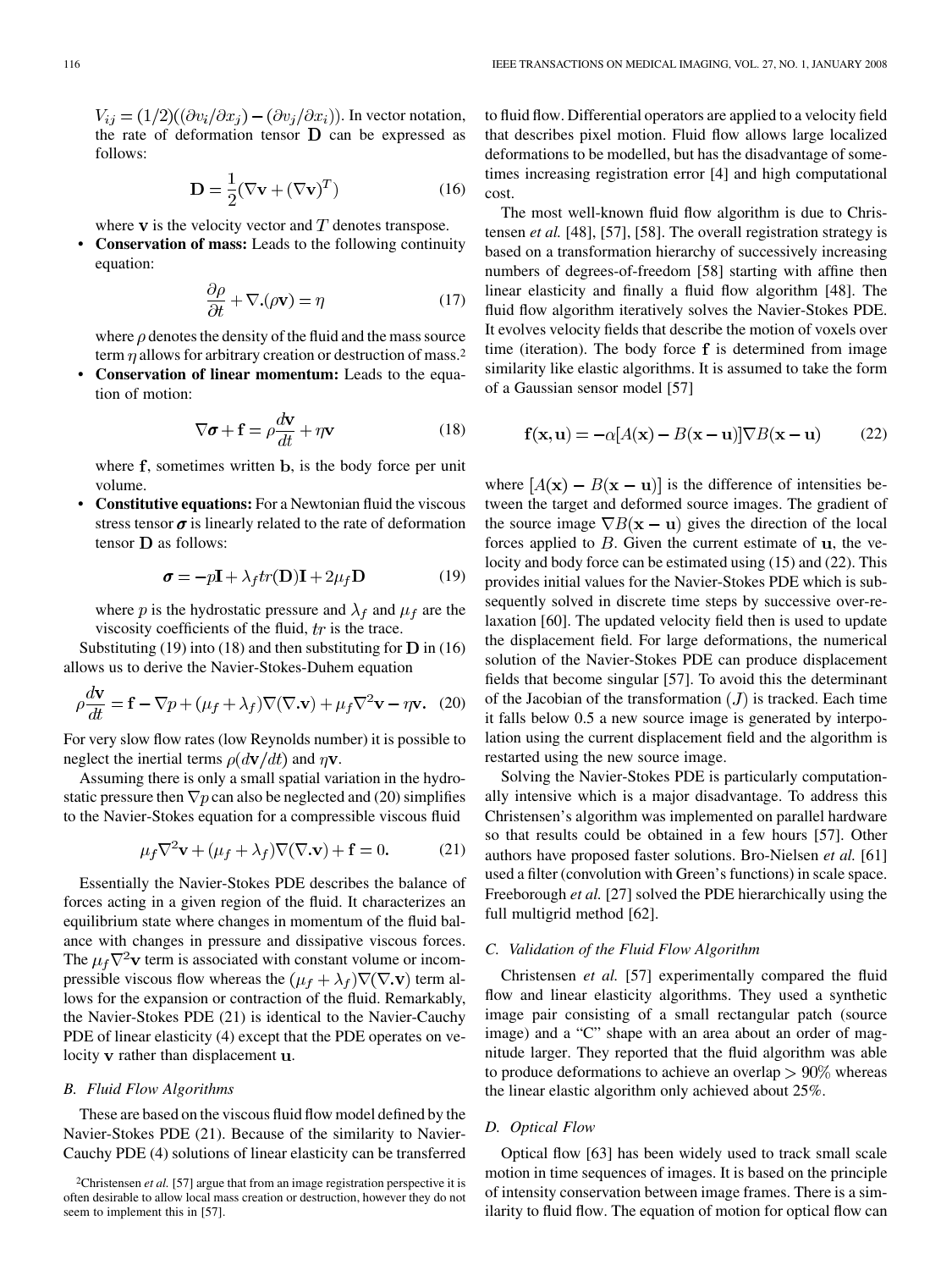$V_{ij} = (1/2)((\partial v_i/\partial x_j) - (\partial v_j/\partial x_i))$. In vector notation, the rate of deformation tensor $\mathbf{D}$ can be expressed as follows:

$$\mathbf{D} = \frac{1}{2}(\nabla \mathbf{v} + (\nabla \mathbf{v})^T) \tag{16}$$

where $\mathbf{v}$ is the velocity vector and $T$ denotes transpose.

- **Conservation of mass:** Leads to the following continuity equation:

$$\frac{\partial \rho}{\partial t} + \nabla.(\rho \mathbf{v}) = \eta \tag{17}$$

where $\rho$ denotes the density of the fluid and the mass source term $\eta$ allows for arbitrary creation or destruction of mass.[2]

- **Conservation of linear momentum:** Leads to the equation of motion:

$$\nabla \boldsymbol{\sigma} + \mathbf{f} = \rho \frac{d\mathbf{v}}{dt} + \eta \mathbf{v} \tag{18}$$

where $\mathbf{f}$, sometimes written $\mathbf{b}$, is the body force per unit volume.

- **Constitutive equations:** For a Newtonian fluid the viscous stress tensor $\boldsymbol{\sigma}$ is linearly related to the rate of deformation tensor $\mathbf{D}$ as follows:

$$\boldsymbol{\sigma} = -p\mathbf{I} + \lambda_f tr(\mathbf{D})\mathbf{I} + 2\mu_f \mathbf{D} \tag{19}$$

where $p$ is the hydrostatic pressure and $\lambda_f$ and $\mu_f$ are the viscosity coefficients of the fluid, $tr$ is the trace.

Substituting (19) into (18) and then substituting for $\mathbf{D}$ in (16) allows us to derive the Navier-Stokes-Duhem equation

$$\rho \frac{d\mathbf{v}}{dt} = \mathbf{f} - \nabla p + (\mu_f + \lambda_f)\nabla(\nabla.\mathbf{v}) + \mu_f \nabla^2 \mathbf{v} - \eta \mathbf{v}. \tag{20}$$

For very slow flow rates (low Reynolds number) it is possible to neglect the inertial terms $\rho(d\mathbf{v}/dt)$ and $\eta \mathbf{v}$.

Assuming there is only a small spatial variation in the hydrostatic pressure then $\nabla p$ can also be neglected and (20) simplifies to the Navier-Stokes equation for a compressible viscous fluid

$$\mu_f \nabla^2 \mathbf{v} + (\mu_f + \lambda_f)\nabla(\nabla.\mathbf{v}) + \mathbf{f} = 0. \tag{21}$$

Essentially the Navier-Stokes PDE describes the balance of forces acting in a given region of the fluid. It characterizes an equilibrium state where changes in momentum of the fluid balance with changes in pressure and dissipative viscous forces. The $\mu_f \nabla^2 \mathbf{v}$ term is associated with constant volume or incompressible viscous flow whereas the $(\mu_f + \lambda_f)\nabla(\nabla.\mathbf{v})$ term allows for the expansion or contraction of the fluid. Remarkably, the Navier-Stokes PDE (21) is identical to the Navier-Cauchy PDE of linear elasticity (4) except that the PDE operates on velocity $\mathbf{v}$ rather than displacement $\mathbf{u}$.

### B. Fluid Flow Algorithms

These are based on the viscous fluid flow model defined by the Navier-Stokes PDE (21). Because of the similarity to Navier-Cauchy PDE (4) solutions of linear elasticity can be transferred to fluid flow. Differential operators are applied to a velocity field that describes pixel motion. Fluid flow allows large localized deformations to be modelled, but has the disadvantage of sometimes increasing registration error [4] and high computational cost.

The most well-known fluid flow algorithm is due to Christensen *et al.* [48], [57], [58]. The overall registration strategy is based on a transformation hierarchy of successively increasing numbers of degrees-of-freedom [58] starting with affine then linear elasticity and finally a fluid flow algorithm [48]. The fluid flow algorithm iteratively solves the Navier-Stokes PDE. It evolves velocity fields that describe the motion of voxels over time (iteration). The body force $\mathbf{f}$ is determined from image similarity like elastic algorithms. It is assumed to take the form of a Gaussian sensor model [57]

$$\mathbf{f}(\mathbf{x}, \mathbf{u}) = -\alpha[A(\mathbf{x}) - B(\mathbf{x} - \mathbf{u})]\nabla B(\mathbf{x} - \mathbf{u}) \tag{22}$$

where $[A(\mathbf{x}) - B(\mathbf{x} - \mathbf{u})]$ is the difference of intensities between the target and deformed source images. The gradient of the source image $\nabla B(\mathbf{x} - \mathbf{u})$ gives the direction of the local forces applied to $B$. Given the current estimate of $\mathbf{u}$, the velocity and body force can be estimated using (15) and (22). This provides initial values for the Navier-Stokes PDE which is subsequently solved in discrete time steps by successive over-relaxation [60]. The updated velocity field then is used to update the displacement field. For large deformations, the numerical solution of the Navier-Stokes PDE can produce displacement fields that become singular [57]. To avoid this the determinant of the Jacobian of the transformation $(J)$ is tracked. Each time it falls below 0.5 a new source image is generated by interpolation using the current displacement field and the algorithm is restarted using the new source image.

Solving the Navier-Stokes PDE is particularly computationally intensive which is a major disadvantage. To address this Christensen's algorithm was implemented on parallel hardware so that results could be obtained in a few hours [57]. Other authors have proposed faster solutions. Bro-Nielsen *et al.* [61] used a filter (convolution with Green's functions) in scale space. Freeborough *et al.* [27] solved the PDE hierarchically using the full multigrid method [62].

### C. Validation of the Fluid Flow Algorithm

Christensen *et al.* [57] experimentally compared the fluid flow and linear elasticity algorithms. They used a synthetic image pair consisting of a small rectangular patch (source image) and a "C" shape with an area about an order of magnitude larger. They reported that the fluid algorithm was able to produce deformations to achieve an overlap $> 90\%$ whereas the linear elastic algorithm only achieved about 25%.

### D. Optical Flow

Optical flow [63] has been widely used to track small scale motion in time sequences of images. It is based on the principle of intensity conservation between image frames. There is a similarity to fluid flow. The equation of motion for optical flow can

[2] Christensen *et al.* [57] argue that from an image registration perspective it is often desirable to allow local mass creation or destruction, however they do not seem to implement this in [57].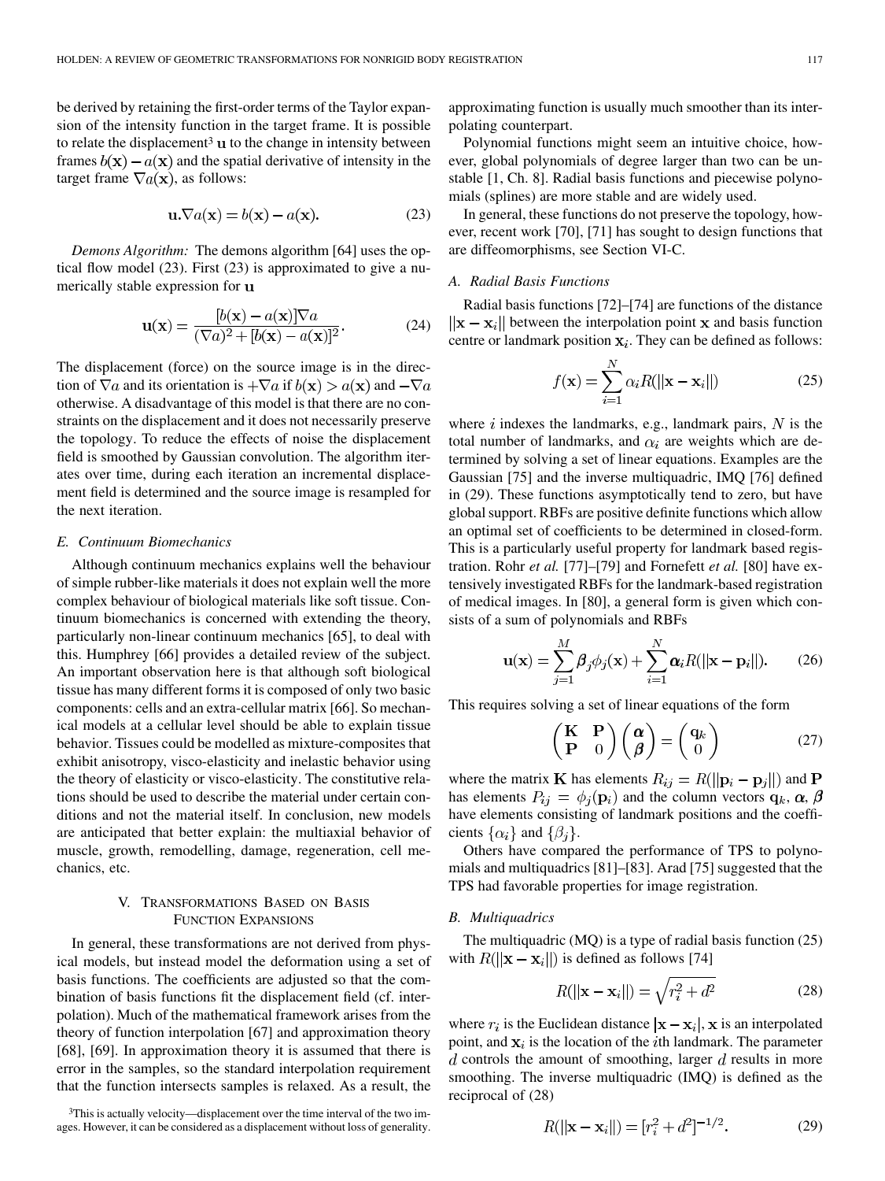be derived by retaining the first-order terms of the Taylor expansion of the intensity function in the target frame. It is possible to relate the displacement[3] $\mathbf{u}$ to the change in intensity between frames $b(\mathbf{x}) - a(\mathbf{x})$ and the spatial derivative of intensity in the target frame $\nabla a(\mathbf{x})$, as follows:

$$\mathbf{u}.\nabla a(\mathbf{x}) = b(\mathbf{x}) - a(\mathbf{x}). \tag{23}$$

*Demons Algorithm:* The demons algorithm [64] uses the optical flow model (23). First (23) is approximated to give a numerically stable expression for $\mathbf{u}$

$$\mathbf{u}(\mathbf{x}) = \frac{[b(\mathbf{x}) - a(\mathbf{x})]\nabla a}{(\nabla a)^2 + [b(\mathbf{x}) - a(\mathbf{x})]^2}. \tag{24}$$

The displacement (force) on the source image is in the direction of $\nabla a$ and its orientation is $+\nabla a$ if $b(\mathbf{x}) > a(\mathbf{x})$ and $-\nabla a$ otherwise. A disadvantage of this model is that there are no constraints on the displacement and it does not necessarily preserve the topology. To reduce the effects of noise the displacement field is smoothed by Gaussian convolution. The algorithm iterates over time, during each iteration an incremental displacement field is determined and the source image is resampled for the next iteration.

### E. Continuum Biomechanics

Although continuum mechanics explains well the behaviour of simple rubber-like materials it does not explain well the more complex behaviour of biological materials like soft tissue. Continuum biomechanics is concerned with extending the theory, particularly non-linear continuum mechanics [65], to deal with this. Humphrey [66] provides a detailed review of the subject. An important observation here is that although soft biological tissue has many different forms it is composed of only two basic components: cells and an extra-cellular matrix [66]. So mechanical models at a cellular level should be able to explain tissue behavior. Tissues could be modelled as mixture-composites that exhibit anisotropy, visco-elasticity and inelastic behavior using the theory of elasticity or visco-elasticity. The constitutive relations should be used to describe the material under certain conditions and not the material itself. In conclusion, new models are anticipated that better explain: the multiaxial behavior of muscle, growth, remodelling, damage, regeneration, cell mechanics, etc.

## V. Transformations Based on Basis Function Expansions

In general, these transformations are not derived from physical models, but instead model the deformation using a set of basis functions. The coefficients are adjusted so that the combination of basis functions fit the displacement field (cf. interpolation). Much of the mathematical framework arises from the theory of function interpolation [67] and approximation theory [68], [69]. In approximation theory it is assumed that there is error in the samples, so the standard interpolation requirement that the function intersects samples is relaxed. As a result, the approximating function is usually much smoother than its interpolating counterpart.

Polynomial functions might seem an intuitive choice, however, global polynomials of degree larger than two can be unstable [1, Ch. 8]. Radial basis functions and piecewise polynomials (splines) are more stable and are widely used.

In general, these functions do not preserve the topology, however, recent work [70], [71] has sought to design functions that are diffeomorphisms, see Section VI-C.

### A. Radial Basis Functions

Radial basis functions [72]–[74] are functions of the distance $\|\mathbf{x} - \mathbf{x}_i\|$ between the interpolation point $\mathbf{x}$ and basis function centre or landmark position $\mathbf{x}_i$. They can be defined as follows:

$$f(\mathbf{x}) = \sum_{i=1}^{N} \alpha_i R(\|\mathbf{x} - \mathbf{x}_i\|) \tag{25}$$

where $i$ indexes the landmarks, e.g., landmark pairs, $N$ is the total number of landmarks, and $\alpha_i$ are weights which are determined by solving a set of linear equations. Examples are the Gaussian [75] and the inverse multiquadric, IMQ [76] defined in (29). These functions asymptotically tend to zero, but have global support. RBFs are positive definite functions which allow an optimal set of coefficients to be determined in closed-form. This is a particularly useful property for landmark based registration. Rohr *et al.* [77]–[79] and Fornefett *et al.* [80] have extensively investigated RBFs for the landmark-based registration of medical images. In [80], a general form is given which consists of a sum of polynomials and RBFs

$$\mathbf{u}(\mathbf{x}) = \sum_{j=1}^{M} \boldsymbol{\beta}_j \phi_j(\mathbf{x}) + \sum_{i=1}^{N} \boldsymbol{\alpha}_i R(\|\mathbf{x} - \mathbf{p}_i\|). \tag{26}$$

This requires solving a set of linear equations of the form

$$\begin{pmatrix} \mathbf{K} & \mathbf{P} \\ \mathbf{P} & 0 \end{pmatrix} \begin{pmatrix} \boldsymbol{\alpha} \\ \boldsymbol{\beta} \end{pmatrix} = \begin{pmatrix} \mathbf{q}_k \\ 0 \end{pmatrix} \tag{27}$$

where the matrix $\mathbf{K}$ has elements $R_{ij} = R(\|\mathbf{p}_i - \mathbf{p}_j\|)$ and $\mathbf{P}$ has elements $P_{ij} = \phi_j(\mathbf{p}_i)$ and the column vectors $\mathbf{q}_k$, $\boldsymbol{\alpha}$, $\boldsymbol{\beta}$ have elements consisting of landmark positions and the coefficients $\{\alpha_i\}$ and $\{\beta_j\}$.

Others have compared the performance of TPS to polynomials and multiquadrics [81]–[83]. Arad [75] suggested that the TPS had favorable properties for image registration.

### B. Multiquadrics

The multiquadric (MQ) is a type of radial basis function (25) with $R(\|\mathbf{x} - \mathbf{x}_i\|)$ is defined as follows [74]

$$R(\|\mathbf{x} - \mathbf{x}_i\|) = \sqrt{r_i^2 + d^2} \tag{28}$$

where $r_i$ is the Euclidean distance $|\mathbf{x} - \mathbf{x}_i|$, $\mathbf{x}$ is an interpolated point, and $\mathbf{x}_i$ is the location of the $i$th landmark. The parameter $d$ controls the amount of smoothing, larger $d$ results in more smoothing. The inverse multiquadric (IMQ) is defined as the reciprocal of (28)

$$R(\|\mathbf{x} - \mathbf{x}_i\|) = [r_i^2 + d^2]^{-1/2}. \tag{29}$$

[3] This is actually velocity—displacement over the time interval of the two images. However, it can be considered as a displacement without loss of generality.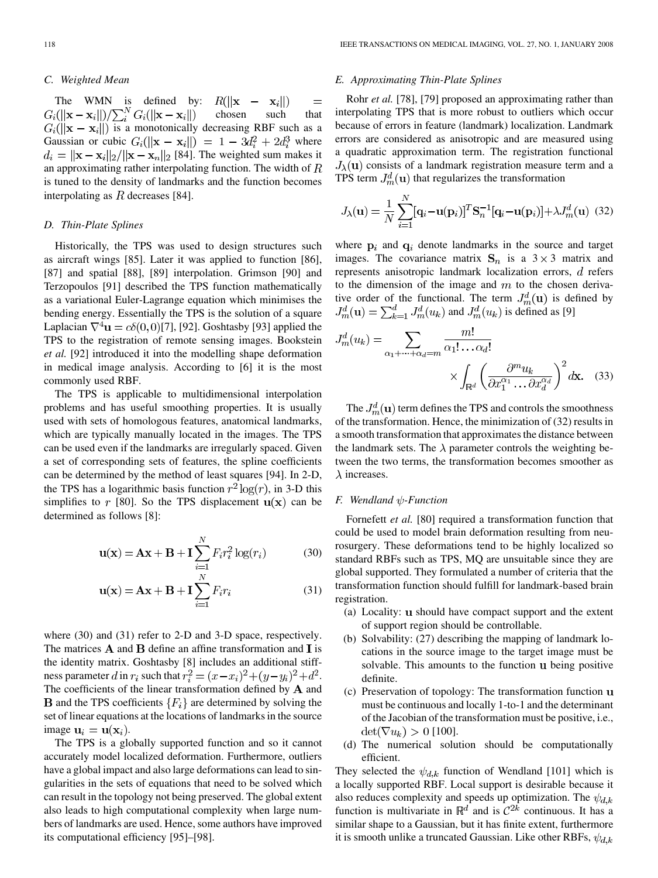### C. Weighted Mean

The WMN is defined by: $R(\|\mathbf{x} - \mathbf{x}_i\|) = G_i(\|\mathbf{x}-\mathbf{x}_i\|)/\sum_i^N G_i(\|\mathbf{x}-\mathbf{x}_i\|)$ chosen such that $G_i(\|\mathbf{x}-\mathbf{x}_i\|)$ is a monotonically decreasing RBF such as a Gaussian or cubic $G_i(\|\mathbf{x}-\mathbf{x}_i\|) = 1 - 3d_i^2 + 2d_i^3$ where $d_i = \|\mathbf{x}-\mathbf{x}_i\|_2/\|\mathbf{x}-\mathbf{x}_n\|_2$ [84]. The weighted sum makes it an approximating rather interpolating function. The width of $R$ is tuned to the density of landmarks and the function becomes interpolating as $R$ decreases [84].

### D. Thin-Plate Splines

Historically, the TPS was used to design structures such as aircraft wings [85]. Later it was applied to function [86], [87] and spatial [88], [89] interpolation. Grimson [90] and Terzopoulos [91] described the TPS function mathematically as a variational Euler-Lagrange equation which minimises the bending energy. Essentially the TPS is the solution of a square Laplacian $\nabla^4 \mathbf{u} = c\delta(0,0)$[7], [92]. Goshtasby [93] applied the TPS to the registration of remote sensing images. Bookstein *et al.* [92] introduced it into the modelling shape deformation in medical image analysis. According to [6] it is the most commonly used RBF.

The TPS is applicable to multidimensional interpolation problems and has useful smoothing properties. It is usually used with sets of homologous features, anatomical landmarks, which are typically manually located in the images. The TPS can be used even if the landmarks are irregularly spaced. Given a set of corresponding sets of features, the spline coefficients can be determined by the method of least squares [94]. In 2-D, the TPS has a logarithmic basis function $r^2 \log(r)$, in 3-D this simplifies to $r$ [80]. So the TPS displacement $\mathbf{u}(\mathbf{x})$ can be determined as follows [8]:

$$\mathbf{u}(\mathbf{x}) = \mathbf{A}\mathbf{x} + \mathbf{B} + \mathbf{I}\sum_{i=1}^{N} F_i r_i^2 \log(r_i) \tag{30}$$

$$\mathbf{u}(\mathbf{x}) = \mathbf{A}\mathbf{x} + \mathbf{B} + \mathbf{I}\sum_{i=1}^{N} F_i r_i \tag{31}$$

where (30) and (31) refer to 2-D and 3-D space, respectively. The matrices $\mathbf{A}$ and $\mathbf{B}$ define an affine transformation and $\mathbf{I}$ is the identity matrix. Goshtasby [8] includes an additional stiffness parameter $d$ in $r_i$ such that $r_i^2 = (x-x_i)^2 + (y-y_i)^2 + d^2$. The coefficients of the linear transformation defined by $\mathbf{A}$ and $\mathbf{B}$ and the TPS coefficients $\{F_i\}$ are determined by solving the set of linear equations at the locations of landmarks in the source image $\mathbf{u}_i = \mathbf{u}(\mathbf{x}_i)$.

The TPS is a globally supported function and so it cannot accurately model localized deformation. Furthermore, outliers have a global impact and also large deformations can lead to singularities in the sets of equations that need to be solved which can result in the topology not being preserved. The global extent also leads to high computational complexity when large numbers of landmarks are used. Hence, some authors have improved its computational efficiency [95]–[98].

### E. Approximating Thin-Plate Splines

Rohr *et al.* [78], [79] proposed an approximating rather than interpolating TPS that is more robust to outliers which occur because of errors in feature (landmark) localization. Landmark errors are considered as anisotropic and are measured using a quadratic approximation term. The registration functional $J_\lambda(\mathbf{u})$ consists of a landmark registration measure term and a TPS term $J_m^d(\mathbf{u})$ that regularizes the transformation

$$J_\lambda(\mathbf{u}) = \frac{1}{N}\sum_{i=1}^{N}[\mathbf{q}_i - \mathbf{u}(\mathbf{p}_i)]^T \mathbf{S}_n^{-1}[\mathbf{q}_i - \mathbf{u}(\mathbf{p}_i)] + \lambda J_m^d(\mathbf{u}) \tag{32}$$

where $\mathbf{p}_i$ and $\mathbf{q}_i$ denote landmarks in the source and target images. The covariance matrix $\mathbf{S}_n$ is a $3 \times 3$ matrix and represents anisotropic landmark localization errors, $d$ refers to the dimension of the image and $m$ to the chosen derivative order of the functional. The term $J_m^d(\mathbf{u})$ is defined by $J_m^d(\mathbf{u}) = \sum_{k=1}^{d} J_m^d(u_k)$ and $J_m^d(u_k)$ is defined as [9]

$$J_m^d(u_k) = \sum_{\alpha_1+\cdots+\alpha_d=m} \frac{m!}{\alpha_1!\ldots\alpha_d!} \times \int_{\mathbb{R}^d}\left(\frac{\partial^m u_k}{\partial x_1^{\alpha_1}\ldots\partial x_d^{\alpha_d}}\right)^2 d\mathbf{x}. \tag{33}$$

The $J_m^d(\mathbf{u})$ term defines the TPS and controls the smoothness of the transformation. Hence, the minimization of (32) results in a smooth transformation that approximates the distance between the landmark sets. The $\lambda$ parameter controls the weighting between the two terms, the transformation becomes smoother as $\lambda$ increases.

### F. Wendland $\psi$-Function

Fornefett *et al.* [80] required a transformation function that could be used to model brain deformation resulting from neurosurgery. These deformations tend to be highly localized so standard RBFs such as TPS, MQ are unsuitable since they are global supported. They formulated a number of criteria that the transformation function should fulfill for landmark-based brain registration.

(a) Locality: $\mathbf{u}$ should have compact support and the extent of support region should be controllable.

(b) Solvability: (27) describing the mapping of landmark locations in the source image to the target image must be solvable. This amounts to the function $\mathbf{u}$ being positive definite.

(c) Preservation of topology: The transformation function $\mathbf{u}$ must be continuous and locally 1-to-1 and the determinant of the Jacobian of the transformation must be positive, i.e., $\det(\nabla u_k) > 0$ [100].

(d) The numerical solution should be computationally efficient.

They selected the $\psi_{d,k}$ function of Wendland [101] which is a locally supported RBF. Local support is desirable because it also reduces complexity and speeds up optimization. The $\psi_{d,k}$ function is multivariate in $\mathbb{R}^d$ and is $\mathcal{C}^{2k}$ continuous. It has a similar shape to a Gaussian, but it has finite extent, furthermore it is smooth unlike a truncated Gaussian. Like other RBFs, $\psi_{d,k}$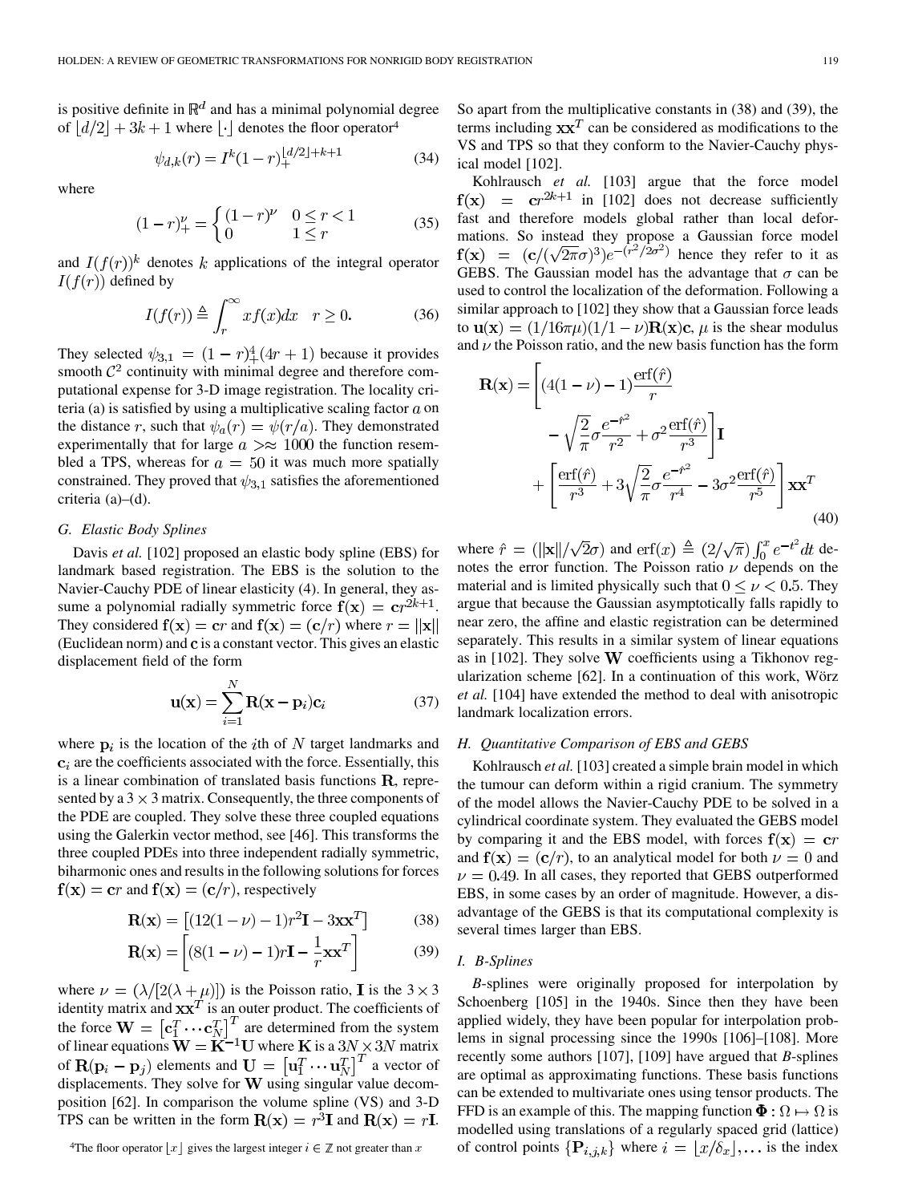is positive definite in $\mathbb{R}^d$ and has a minimal polynomial degree of $\lfloor d/2 \rfloor + 3k + 1$ where $\lfloor \cdot \rfloor$ denotes the floor operator[4]

$$\psi_{d,k}(r) = I^k(1-r)_+^{\lfloor d/2 \rfloor + k + 1} \tag{34}$$

where

$$(1-r)_+^{\nu} = \begin{cases} (1-r)^{\nu} & 0 \leq r < 1 \\ 0 & 1 \leq r \end{cases} \tag{35}$$

and $I(f(r))^k$ denotes $k$ applications of the integral operator $I(f(r))$ defined by

$$I(f(r)) \triangleq \int_r^{\infty} x f(x) dx \quad r \geq 0. \tag{36}$$

They selected $\psi_{3,1} = (1-r)_+^4(4r+1)$ because it provides smooth $\mathcal{C}^2$ continuity with minimal degree and therefore computational expense for 3-D image registration. The locality criteria (a) is satisfied by using a multiplicative scaling factor $a$ on the distance $r$, such that $\psi_a(r) = \psi(r/a)$. They demonstrated experimentally that for large $a > \approx 1000$ the function resembled a TPS, whereas for $a = 50$ it was much more spatially constrained. They proved that $\psi_{3,1}$ satisfies the aforementioned criteria (a)–(d).

### G. Elastic Body Splines

Davis *et al.* [102] proposed an elastic body spline (EBS) for landmark based registration. The EBS is the solution to the Navier-Cauchy PDE of linear elasticity (4). In general, they assume a polynomial radially symmetric force $\mathbf{f}(\mathbf{x}) = \mathbf{c}r^{2k+1}$. They considered $\mathbf{f}(\mathbf{x}) = \mathbf{c}r$ and $\mathbf{f}(\mathbf{x}) = (\mathbf{c}/r)$ where $r = \|\mathbf{x}\|$ (Euclidean norm) and $\mathbf{c}$ is a constant vector. This gives an elastic displacement field of the form

$$\mathbf{u}(\mathbf{x}) = \sum_{i=1}^{N} \mathbf{R}(\mathbf{x} - \mathbf{p}_i)\mathbf{c}_i \tag{37}$$

where $\mathbf{p}_i$ is the location of the $i$th of $N$ target landmarks and $\mathbf{c}_i$ are the coefficients associated with the force. Essentially, this is a linear combination of translated basis functions $\mathbf{R}$, represented by a $3 \times 3$ matrix. Consequently, the three components of the PDE are coupled. They solve these three coupled equations using the Galerkin vector method, see [46]. This transforms the three coupled PDEs into three independent radially symmetric, biharmonic ones and results in the following solutions for forces $\mathbf{f}(\mathbf{x}) = \mathbf{c}r$ and $\mathbf{f}(\mathbf{x}) = (\mathbf{c}/r)$, respectively

$$\mathbf{R}(\mathbf{x}) = \left[(12(1-\nu) - 1)r^2\mathbf{I} - 3\mathbf{x}\mathbf{x}^T\right] \tag{38}$$

$$\mathbf{R}(\mathbf{x}) = \left[(8(1-\nu) - 1)r\mathbf{I} - \frac{1}{r}\mathbf{x}\mathbf{x}^T\right] \tag{39}$$

where $\nu = (\lambda/[2(\lambda + \mu)])$ is the Poisson ratio, $\mathbf{I}$ is the $3 \times 3$ identity matrix and $\mathbf{x}\mathbf{x}^T$ is an outer product. The coefficients of the force $\mathbf{W} = \left[\mathbf{c}_1^T \cdots \mathbf{c}_N^T\right]^T$ are determined from the system of linear equations $\mathbf{W} = \mathbf{K}^{-1}\mathbf{U}$ where $\mathbf{K}$ is a $3N \times 3N$ matrix of $\mathbf{R}(\mathbf{p}_i - \mathbf{p}_j)$ elements and $\mathbf{U} = \left[\mathbf{u}_1^T \cdots \mathbf{u}_N^T\right]^T$ a vector of displacements. They solve for $\mathbf{W}$ using singular value decomposition [62]. In comparison the volume spline (VS) and 3-D TPS can be written in the form $\mathbf{R}(\mathbf{x}) = r^3\mathbf{I}$ and $\mathbf{R}(\mathbf{x}) = r\mathbf{I}$.

So apart from the multiplicative constants in (38) and (39), the terms including $\mathbf{x}\mathbf{x}^T$ can be considered as modifications to the VS and TPS so that they conform to the Navier-Cauchy physical model [102].

Kohlrausch *et al.* [103] argue that the force model $\mathbf{f}(\mathbf{x}) = \mathbf{c}r^{2k+1}$ in [102] does not decrease sufficiently fast and therefore models global rather than local deformations. So instead they propose a Gaussian force model $\mathbf{f}(\mathbf{x}) = (\mathbf{c}/(\sqrt{2\pi}\sigma)^3)e^{-(r^2/2\sigma^2)}$ hence they refer to it as GEBS. The Gaussian model has the advantage that $\sigma$ can be used to control the localization of the deformation. Following a similar approach to [102] they show that a Gaussian force leads to $\mathbf{u}(\mathbf{x}) = (1/16\pi\mu)(1/1-\nu)\mathbf{R}(\mathbf{x})\mathbf{c}$, $\mu$ is the shear modulus and $\nu$ the Poisson ratio, and the new basis function has the form

$$\begin{aligned}\mathbf{R}(\mathbf{x}) = &\left[(4(1-\nu) - 1)\frac{\text{erf}(\hat{r})}{r} - \sqrt{\frac{2}{\pi}}\sigma\frac{e^{-\hat{r}^2}}{r^2} + \sigma^2\frac{\text{erf}(\hat{r})}{r^3}\right]\mathbf{I} \\ &+ \left[\frac{\text{erf}(\hat{r})}{r^3} + 3\sqrt{\frac{2}{\pi}}\sigma\frac{e^{-\hat{r}^2}}{r^4} - 3\sigma^2\frac{\text{erf}(\hat{r})}{r^5}\right]\mathbf{x}\mathbf{x}^T\end{aligned} \tag{40}$$

where $\hat{r} = (\|\mathbf{x}\|/\sqrt{2}\sigma)$ and $\text{erf}(x) \triangleq (2/\sqrt{\pi})\int_0^x e^{-t^2}dt$ denotes the error function. The Poisson ratio $\nu$ depends on the material and is limited physically such that $0 \leq \nu < 0.5$. They argue that because the Gaussian asymptotically falls rapidly to near zero, the affine and elastic registration can be determined separately. This results in a similar system of linear equations as in [102]. They solve $\mathbf{W}$ coefficients using a Tikhonov regularization scheme [62]. In a continuation of this work, Wörz *et al.* [104] have extended the method to deal with anisotropic landmark localization errors.

### H. Quantitative Comparison of EBS and GEBS

Kohlrausch *et al.* [103] created a simple brain model in which the tumour can deform within a rigid cranium. The symmetry of the model allows the Navier-Cauchy PDE to be solved in a cylindrical coordinate system. They evaluated the GEBS model by comparing it and the EBS model, with forces $\mathbf{f}(\mathbf{x}) = \mathbf{c}r$ and $\mathbf{f}(\mathbf{x}) = (\mathbf{c}/r)$, to an analytical model for both $\nu = 0$ and $\nu = 0.49$. In all cases, they reported that GEBS outperformed EBS, in some cases by an order of magnitude. However, a disadvantage of the GEBS is that its computational complexity is several times larger than EBS.

### I. B-Splines

*B*-splines were originally proposed for interpolation by Schoenberg [105] in the 1940s. Since then they have been applied widely, they have been popular for interpolation problems in signal processing since the 1990s [106]–[108]. More recently some authors [107], [109] have argued that *B*-splines are optimal as approximating functions. These basis functions can be extended to multivariate ones using tensor products. The FFD is an example of this. The mapping function $\mathbf{\Phi}: \Omega \mapsto \Omega$ is modelled using translations of a regularly spaced grid (lattice) of control points $\{\mathbf{P}_{i,j,k}\}$ where $i = \lfloor x/\delta_x \rfloor, \ldots$ is the index

[4]The floor operator $\lfloor x \rfloor$ gives the largest integer $i \in \mathbb{Z}$ not greater than $x$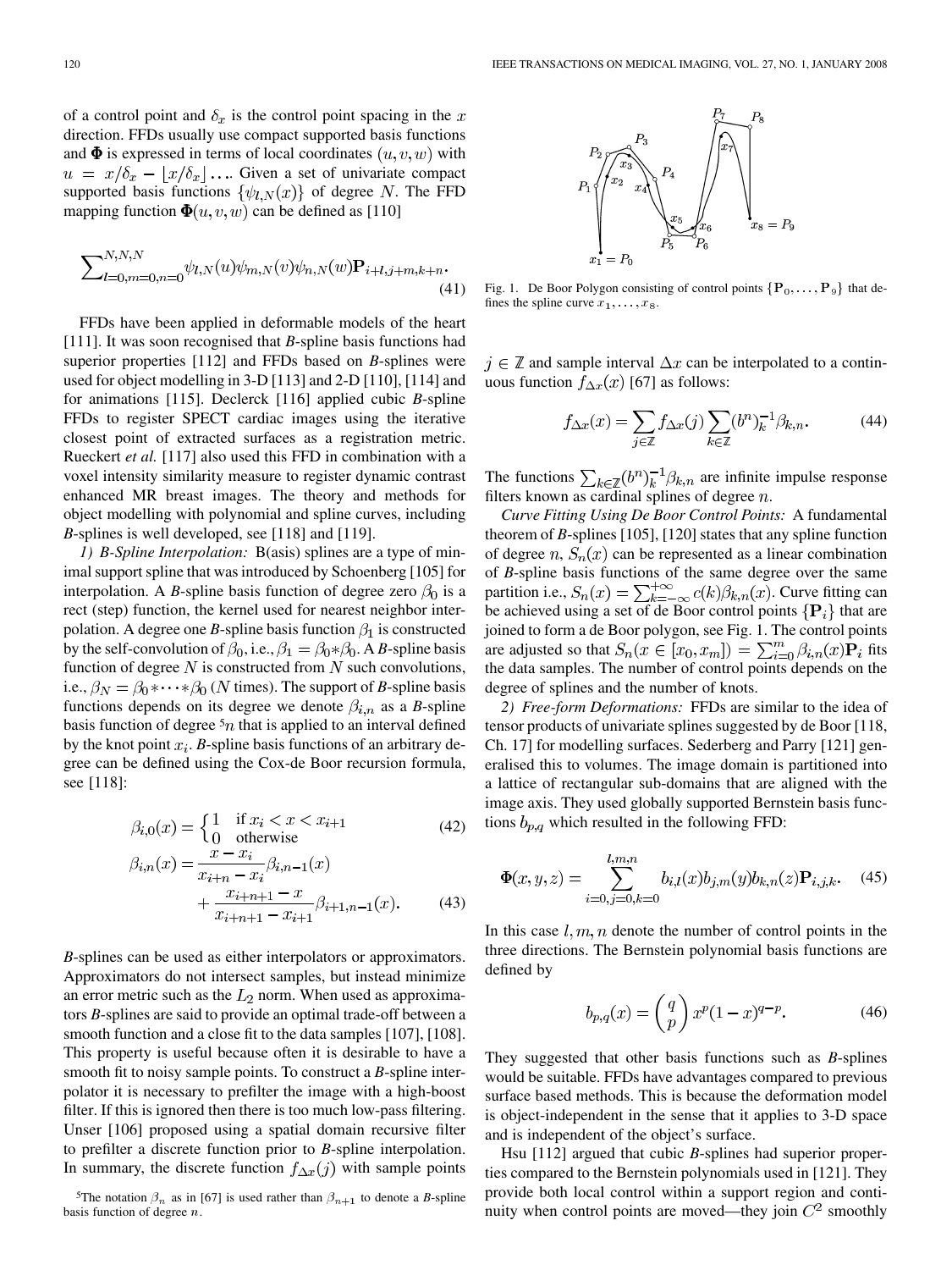of a control point and $\delta_x$ is the control point spacing in the $x$ direction. FFDs usually use compact supported basis functions and $\mathbf{\Phi}$ is expressed in terms of local coordinates $(u, v, w)$ with $u = x/\delta_x - \lfloor x/\delta_x \rfloor \ldots$. Given a set of univariate compact supported basis functions $\{\psi_{l,N}(x)\}$ of degree $N$. The FFD mapping function $\mathbf{\Phi}(u, v, w)$ can be defined as [110]

$$\sum_{l=0,m=0,n=0}^{N,N,N} \psi_{l,N}(u)\psi_{m,N}(v)\psi_{n,N}(w)\mathbf{P}_{i+l,j+m,k+n}. \quad (41)$$

FFDs have been applied in deformable models of the heart [111]. It was soon recognised that *B*-spline basis functions had superior properties [112] and FFDs based on *B*-splines were used for object modelling in 3-D [113] and 2-D [110], [114] and for animations [115]. Declerck [116] applied cubic *B*-spline FFDs to register SPECT cardiac images using the iterative closest point of extracted surfaces as a registration metric. Rueckert *et al.* [117] also used this FFD in combination with a voxel intensity similarity measure to register dynamic contrast enhanced MR breast images. The theory and methods for object modelling with polynomial and spline curves, including *B*-splines is well developed, see [118] and [119].

*1) B-Spline Interpolation:* B(asis) splines are a type of minimal support spline that was introduced by Schoenberg [105] for interpolation. A *B*-spline basis function of degree zero $\beta_0$ is a rect (step) function, the kernel used for nearest neighbor interpolation. A degree one *B*-spline basis function $\beta_1$ is constructed by the self-convolution of $\beta_0$, i.e., $\beta_1 = \beta_0 * \beta_0$. A *B*-spline basis function of degree $N$ is constructed from $N$ such convolutions, i.e., $\beta_N = \beta_0 * \cdots * \beta_0$ ($N$ times). The support of *B*-spline basis functions depends on its degree we denote $\beta_{i,n}$ as a *B*-spline basis function of degree [5] $n$ that is applied to an interval defined by the knot point $x_i$. *B*-spline basis functions of an arbitrary degree can be defined using the Cox-de Boor recursion formula, see [118]:

$$\beta_{i,0}(x) = \begin{cases} 1 & \text{if } x_i < x < x_{i+1} \\ 0 & \text{otherwise} \end{cases} \quad (42)$$

$$\beta_{i,n}(x) = \frac{x - x_i}{x_{i+n} - x_i}\beta_{i,n-1}(x) + \frac{x_{i+n+1} - x}{x_{i+n+1} - x_{i+1}}\beta_{i+1,n-1}(x). \quad (43)$$

*B*-splines can be used as either interpolators or approximators. Approximators do not intersect samples, but instead minimize an error metric such as the $L_2$ norm. When used as approximators *B*-splines are said to provide an optimal trade-off between a smooth function and a close fit to the data samples [107], [108]. This property is useful because often it is desirable to have a smooth fit to noisy sample points. To construct a *B*-spline interpolator it is necessary to prefilter the image with a high-boost filter. If this is ignored then there is too much low-pass filtering. Unser [106] proposed using a spatial domain recursive filter to prefilter a discrete function prior to *B*-spline interpolation. In summary, the discrete function $f_{\Delta x}(j)$ with sample points $j \in \mathbb{Z}$ and sample interval $\Delta x$ can be interpolated to a continuous function $f_{\Delta x}(x)$ [67] as follows:

$$f_{\Delta x}(x) = \sum_{j \in \mathbb{Z}} f_{\Delta x}(j) \sum_{k \in \mathbb{Z}} (b^n)_k^{-1} \beta_{k,n}. \quad (44)$$

The functions $\sum_{k \in \mathbb{Z}} (b^n)_k^{-1} \beta_{k,n}$ are infinite impulse response filters known as cardinal splines of degree $n$.

[5] The notation $\beta_n$ as in [67] is used rather than $\beta_{n+1}$ to denote a *B*-spline basis function of degree $n$.

Fig. 1. De Boor Polygon consisting of control points $\{\mathbf{P}_0, \ldots, \mathbf{P}_9\}$ that defines the spline curve $x_1, \ldots, x_8$.

*Curve Fitting Using De Boor Control Points:* A fundamental theorem of *B*-splines [105], [120] states that any spline function of degree $n$, $S_n(x)$ can be represented as a linear combination of *B*-spline basis functions of the same degree over the same partition i.e., $S_n(x) = \sum_{k=-\infty}^{+\infty} c(k)\beta_{k,n}(x)$. Curve fitting can be achieved using a set of de Boor control points $\{\mathbf{P}_i\}$ that are joined to form a de Boor polygon, see Fig. 1. The control points are adjusted so that $S_n(x \in [x_0, x_m]) = \sum_{i=0}^{m} \beta_{i,n}(x)\mathbf{P}_i$ fits the data samples. The number of control points depends on the degree of splines and the number of knots.

*2) Free-form Deformations:* FFDs are similar to the idea of tensor products of univariate splines suggested by de Boor [118, Ch. 17] for modelling surfaces. Sederberg and Parry [121] generalised this to volumes. The image domain is partitioned into a lattice of rectangular sub-domains that are aligned with the image axis. They used globally supported Bernstein basis functions $b_{p,q}$ which resulted in the following FFD:

$$\mathbf{\Phi}(x, y, z) = \sum_{i=0,j=0,k=0}^{l,m,n} b_{i,l}(x)b_{j,m}(y)b_{k,n}(z)\mathbf{P}_{i,j,k}. \quad (45)$$

In this case $l, m, n$ denote the number of control points in the three directions. The Bernstein polynomial basis functions are defined by

$$b_{p,q}(x) = \binom{q}{p} x^p (1-x)^{q-p}. \quad (46)$$

They suggested that other basis functions such as *B*-splines would be suitable. FFDs have advantages compared to previous surface based methods. This is because the deformation model is object-independent in the sense that it applies to 3-D space and is independent of the object's surface.

Hsu [112] argued that cubic *B*-splines had superior properties compared to the Bernstein polynomials used in [121]. They provide both local control within a support region and continuity when control points are moved—they join $C^2$ smoothly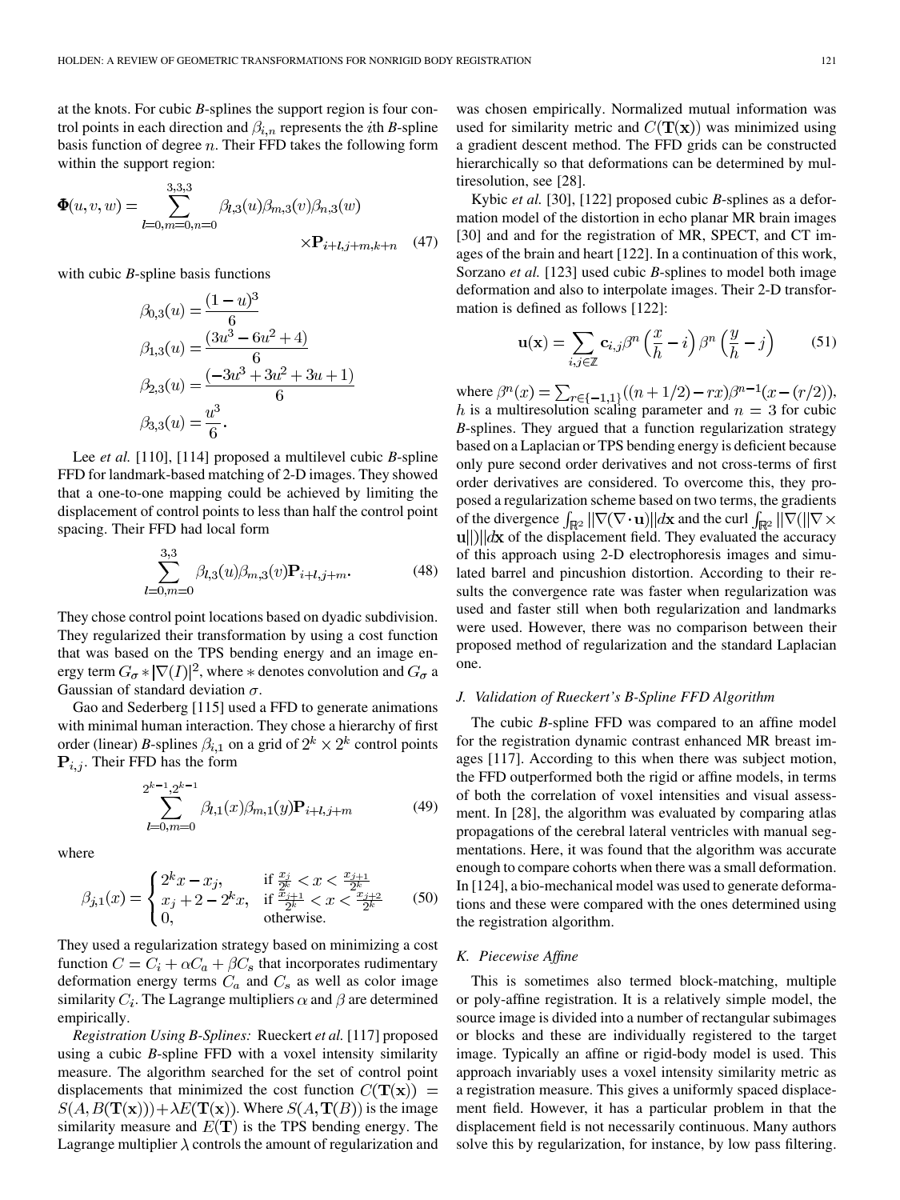at the knots. For cubic *B*-splines the support region is four control points in each direction and $\beta_{i,n}$ represents the $i$th *B*-spline basis function of degree $n$. Their FFD takes the following form within the support region:

$$\mathbf{\Phi}(u,v,w) = \sum_{l=0,m=0,n=0}^{3,3,3} \beta_{l,3}(u)\beta_{m,3}(v)\beta_{n,3}(w) \times \mathbf{P}_{i+l,j+m,k+n} \quad (47)$$

with cubic *B*-spline basis functions

$$\begin{aligned}
\beta_{0,3}(u) &= \frac{(1-u)^3}{6} \\
\beta_{1,3}(u) &= \frac{(3u^3 - 6u^2 + 4)}{6} \\
\beta_{2,3}(u) &= \frac{(-3u^3 + 3u^2 + 3u + 1)}{6} \\
\beta_{3,3}(u) &= \frac{u^3}{6}.
\end{aligned}$$

Lee *et al.* [110], [114] proposed a multilevel cubic *B*-spline FFD for landmark-based matching of 2-D images. They showed that a one-to-one mapping could be achieved by limiting the displacement of control points to less than half the control point spacing. Their FFD had local form

$$\sum_{l=0,m=0}^{3,3} \beta_{l,3}(u)\beta_{m,3}(v)\mathbf{P}_{i+l,j+m}. \quad (48)$$

They chose control point locations based on dyadic subdivision. They regularized their transformation by using a cost function that was based on the TPS bending energy and an image energy term $G_\sigma * |\nabla(I)|^2$, where $*$ denotes convolution and $G_\sigma$ a Gaussian of standard deviation $\sigma$.

Gao and Sederberg [115] used a FFD to generate animations with minimal human interaction. They chose a hierarchy of first order (linear) *B*-splines $\beta_{i,1}$ on a grid of $2^k \times 2^k$ control points $\mathbf{P}_{i,j}$. Their FFD has the form

$$\sum_{l=0,m=0}^{2^{k-1},2^{k-1}} \beta_{l,1}(x)\beta_{m,1}(y)\mathbf{P}_{i+l,j+m} \quad (49)$$

where

$$\beta_{j,1}(x) = \begin{cases} 2^k x - x_j, & \text{if } \frac{x_j}{2^k} < x < \frac{x_{j+1}}{2^k} \\ x_j + 2 - 2^k x, & \text{if } \frac{x_{j+1}}{2^k} < x < \frac{x_{j+2}}{2^k} \\ 0, & \text{otherwise.} \end{cases} \quad (50)$$

They used a regularization strategy based on minimizing a cost function $C = C_i + \alpha C_a + \beta C_s$ that incorporates rudimentary deformation energy terms $C_a$ and $C_s$ as well as color image similarity $C_i$. The Lagrange multipliers $\alpha$ and $\beta$ are determined empirically.

*Registration Using B-Splines:* Rueckert *et al.* [117] proposed using a cubic *B*-spline FFD with a voxel intensity similarity measure. The algorithm searched for the set of control point displacements that minimized the cost function $C(\mathbf{T}(\mathbf{x})) = S(A, B(\mathbf{T}(\mathbf{x}))) + \lambda E(\mathbf{T}(\mathbf{x}))$. Where $S(A, \mathbf{T}(B))$ is the image similarity measure and $E(\mathbf{T})$ is the TPS bending energy. The Lagrange multiplier $\lambda$ controls the amount of regularization and was chosen empirically. Normalized mutual information was used for similarity metric and $C(\mathbf{T}(\mathbf{x}))$ was minimized using a gradient descent method. The FFD grids can be constructed hierarchically so that deformations can be determined by multiresolution, see [28].

Kybic *et al.* [30], [122] proposed cubic *B*-splines as a deformation model of the distortion in echo planar MR brain images [30] and and for the registration of MR, SPECT, and CT images of the brain and heart [122]. In a continuation of this work, Sorzano *et al.* [123] used cubic *B*-splines to model both image deformation and also to interpolate images. Their 2-D transformation is defined as follows [122]:

$$\mathbf{u}(\mathbf{x}) = \sum_{i,j \in \mathbb{Z}} \mathbf{c}_{i,j} \beta^n\left(\frac{x}{h} - i\right) \beta^n\left(\frac{y}{h} - j\right) \quad (51)$$

where $\beta^n(x) = \sum_{r \in \{-1,1\}} ((n+1/2) - rx)\beta^{n-1}(x - (r/2))$, $h$ is a multiresolution scaling parameter and $n = 3$ for cubic *B*-splines. They argued that a function regularization strategy based on a Laplacian or TPS bending energy is deficient because only pure second order derivatives and not cross-terms of first order derivatives are considered. To overcome this, they proposed a regularization scheme based on two terms, the gradients of the divergence $\int_{\mathbb{R}^2} \|\nabla(\nabla \cdot \mathbf{u})\| d\mathbf{x}$ and the curl $\int_{\mathbb{R}^2} \|\nabla(\|\nabla \times \mathbf{u}\|)\| d\mathbf{x}$ of the displacement field. They evaluated the accuracy of this approach using 2-D electrophoresis images and simulated barrel and pincushion distortion. According to their results the convergence rate was faster when regularization was used and faster still when both regularization and landmarks were used. However, there was no comparison between their proposed method of regularization and the standard Laplacian one.

### J. Validation of Rueckert's B-Spline FFD Algorithm

The cubic *B*-spline FFD was compared to an affine model for the registration dynamic contrast enhanced MR breast images [117]. According to this when there was subject motion, the FFD outperformed both the rigid or affine models, in terms of both the correlation of voxel intensities and visual assessment. In [28], the algorithm was evaluated by comparing atlas propagations of the cerebral lateral ventricles with manual segmentations. Here, it was found that the algorithm was accurate enough to compare cohorts when there was a small deformation. In [124], a bio-mechanical model was used to generate deformations and these were compared with the ones determined using the registration algorithm.

### K. Piecewise Affine

This is sometimes also termed block-matching, multiple or poly-affine registration. It is a relatively simple model, the source image is divided into a number of rectangular subimages or blocks and these are individually registered to the target image. Typically an affine or rigid-body model is used. This approach invariably uses a voxel intensity similarity metric as a registration measure. This gives a uniformly spaced displacement field. However, it has a particular problem in that the displacement field is not necessarily continuous. Many authors solve this by regularization, for instance, by low pass filtering.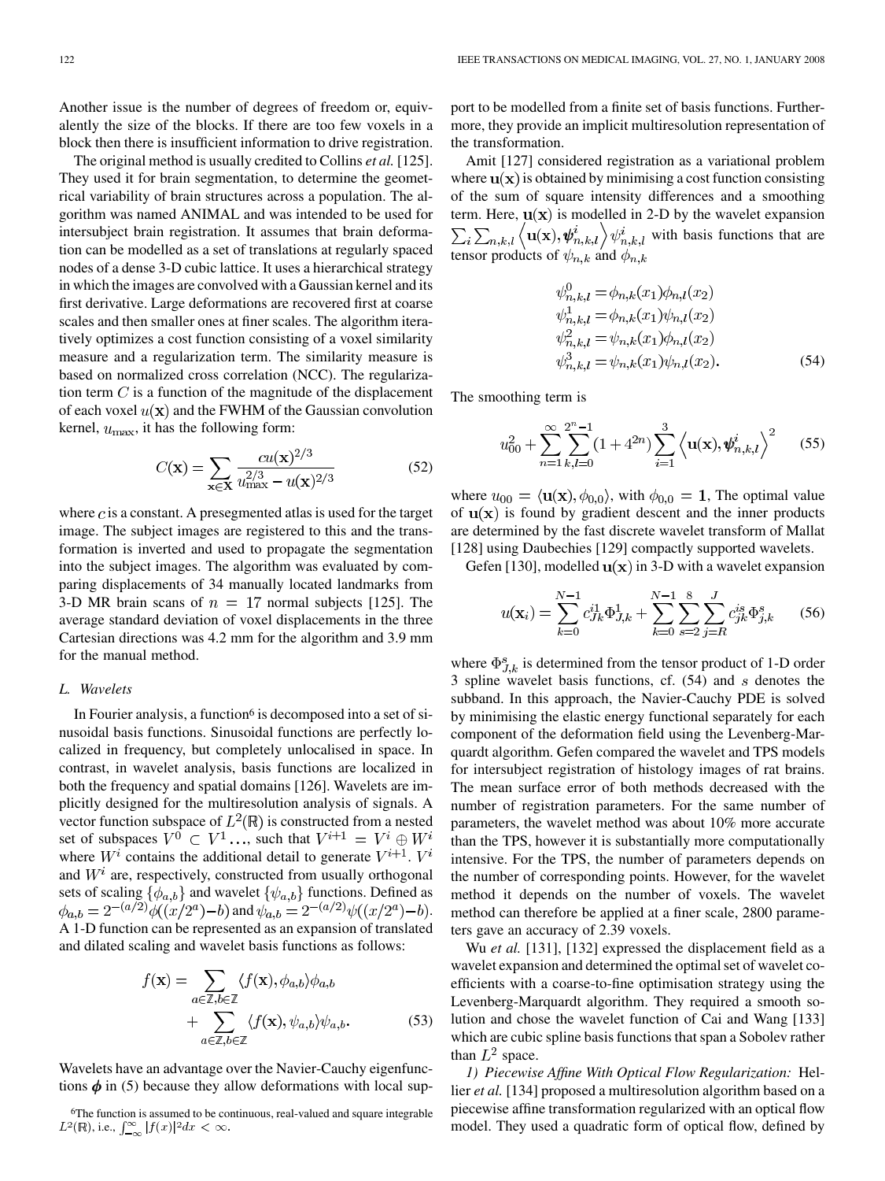Another issue is the number of degrees of freedom or, equivalently the size of the blocks. If there are too few voxels in a block then there is insufficient information to drive registration.

The original method is usually credited to Collins *et al.* [125]. They used it for brain segmentation, to determine the geometrical variability of brain structures across a population. The algorithm was named ANIMAL and was intended to be used for intersubject brain registration. It assumes that brain deformation can be modelled as a set of translations at regularly spaced nodes of a dense 3-D cubic lattice. It uses a hierarchical strategy in which the images are convolved with a Gaussian kernel and its first derivative. Large deformations are recovered first at coarse scales and then smaller ones at finer scales. The algorithm iteratively optimizes a cost function consisting of a voxel similarity measure and a regularization term. The similarity measure is based on normalized cross correlation (NCC). The regularization term $C$ is a function of the magnitude of the displacement of each voxel $u(\mathbf{x})$ and the FWHM of the Gaussian convolution kernel, $u_{\max}$, it has the following form:

$$C(\mathbf{x}) = \sum_{\mathbf{x} \in \mathbf{X}} \frac{c u(\mathbf{x})^{2/3}}{u_{\max}^{2/3} - u(\mathbf{x})^{2/3}} \tag{52}$$

where $c$ is a constant. A presegmented atlas is used for the target image. The subject images are registered to this and the transformation is inverted and used to propagate the segmentation into the subject images. The algorithm was evaluated by comparing displacements of 34 manually located landmarks from 3-D MR brain scans of $n = 17$ normal subjects [125]. The average standard deviation of voxel displacements in the three Cartesian directions was 4.2 mm for the algorithm and 3.9 mm for the manual method.

### L. Wavelets

In Fourier analysis, a function[6] is decomposed into a set of sinusoidal basis functions. Sinusoidal functions are perfectly localized in frequency, but completely unlocalised in space. In contrast, in wavelet analysis, basis functions are localized in both the frequency and spatial domains [126]. Wavelets are implicitly designed for the multiresolution analysis of signals. A vector function subspace of $L^2(\mathbb{R})$ is constructed from a nested set of subspaces $V^0 \subset V^1 \ldots$, such that $V^{i+1} = V^i \oplus W^i$ where $W^i$ contains the additional detail to generate $V^{i+1}$. $V^i$ and $W^i$ are, respectively, constructed from usually orthogonal sets of scaling $\{\phi_{a,b}\}$ and wavelet $\{\psi_{a,b}\}$ functions. Defined as $\phi_{a,b} = 2^{-(a/2)}\phi((x/2^a) - b)$ and $\psi_{a,b} = 2^{-(a/2)}\psi((x/2^a) - b)$. A 1-D function can be represented as an expansion of translated and dilated scaling and wavelet basis functions as follows:

$$\begin{aligned} f(\mathbf{x}) = & \sum_{a \in \mathbb{Z}, b \in \mathbb{Z}} \langle f(\mathbf{x}), \phi_{a,b} \rangle \phi_{a,b} \\ & + \sum_{a \in \mathbb{Z}, b \in \mathbb{Z}} \langle f(\mathbf{x}), \psi_{a,b} \rangle \psi_{a,b}. \end{aligned} \tag{53}$$

Wavelets have an advantage over the Navier-Cauchy eigenfunctions $\boldsymbol{\phi}$ in (5) because they allow deformations with local support to be modelled from a finite set of basis functions. Furthermore, they provide an implicit multiresolution representation of the transformation.

[6]The function is assumed to be continuous, real-valued and square integrable $L^2(\mathbb{R})$, i.e., $\int_{-\infty}^{\infty} |f(x)|^2 dx < \infty$.

Amit [127] considered registration as a variational problem where $\mathbf{u}(\mathbf{x})$ is obtained by minimising a cost function consisting of the sum of square intensity differences and a smoothing term. Here, $\mathbf{u}(\mathbf{x})$ is modelled in 2-D by the wavelet expansion $\sum_i \sum_{n,k,l} \left\langle \mathbf{u}(\mathbf{x}), \boldsymbol{\psi}^i_{n,k,l} \right\rangle \psi^i_{n,k,l}$ with basis functions that are tensor products of $\psi_{n,k}$ and $\phi_{n,k}$

$$\begin{aligned} \psi^0_{n,k,l} &= \phi_{n,k}(x_1)\phi_{n,l}(x_2) \\ \psi^1_{n,k,l} &= \phi_{n,k}(x_1)\psi_{n,l}(x_2) \\ \psi^2_{n,k,l} &= \psi_{n,k}(x_1)\phi_{n,l}(x_2) \\ \psi^3_{n,k,l} &= \psi_{n,k}(x_1)\psi_{n,l}(x_2). \end{aligned} \tag{54}$$

The smoothing term is

$$u_{00}^2 + \sum_{n=1}^{\infty} \sum_{k,l=0}^{2^n - 1} (1 + 4^{2n}) \sum_{i=1}^{3} \left\langle \mathbf{u}(\mathbf{x}), \boldsymbol{\psi}^i_{n,k,l} \right\rangle^2 \tag{55}$$

where $u_{00} = \langle \mathbf{u}(\mathbf{x}), \phi_{0,0} \rangle$, with $\phi_{0,0} = \mathbf{1}$, The optimal value of $\mathbf{u}(\mathbf{x})$ is found by gradient descent and the inner products are determined by the fast discrete wavelet transform of Mallat [128] using Daubechies [129] compactly supported wavelets.

Gefen [130], modelled $\mathbf{u}(\mathbf{x})$ in 3-D with a wavelet expansion

$$u(\mathbf{x}_i) = \sum_{k=0}^{N-1} c^{i1}_{Jk} \Phi^1_{J,k} + \sum_{k=0}^{N-1} \sum_{s=2}^{8} \sum_{j=R}^{J} c^{is}_{jk} \Phi^s_{j,k} \tag{56}$$

where $\Phi^s_{J,k}$ is determined from the tensor product of 1-D order 3 spline wavelet basis functions, cf. (54) and $s$ denotes the subband. In this approach, the Navier-Cauchy PDE is solved by minimising the elastic energy functional separately for each component of the deformation field using the Levenberg-Marquardt algorithm. Gefen compared the wavelet and TPS models for intersubject registration of histology images of rat brains. The mean surface error of both methods decreased with the number of registration parameters. For the same number of parameters, the wavelet method was about 10% more accurate than the TPS, however it is substantially more computationally intensive. For the TPS, the number of parameters depends on the number of corresponding points. However, for the wavelet method it depends on the number of voxels. The wavelet method can therefore be applied at a finer scale, 2800 parameters gave an accuracy of 2.39 voxels.

Wu *et al.* [131], [132] expressed the displacement field as a wavelet expansion and determined the optimal set of wavelet coefficients with a coarse-to-fine optimisation strategy using the Levenberg-Marquardt algorithm. They required a smooth solution and chose the wavelet function of Cai and Wang [133] which are cubic spline basis functions that span a Sobolev rather than $L^2$ space.

*1) Piecewise Affine With Optical Flow Regularization:* Hellier *et al.* [134] proposed a multiresolution algorithm based on a piecewise affine transformation regularized with an optical flow model. They used a quadratic form of optical flow, defined by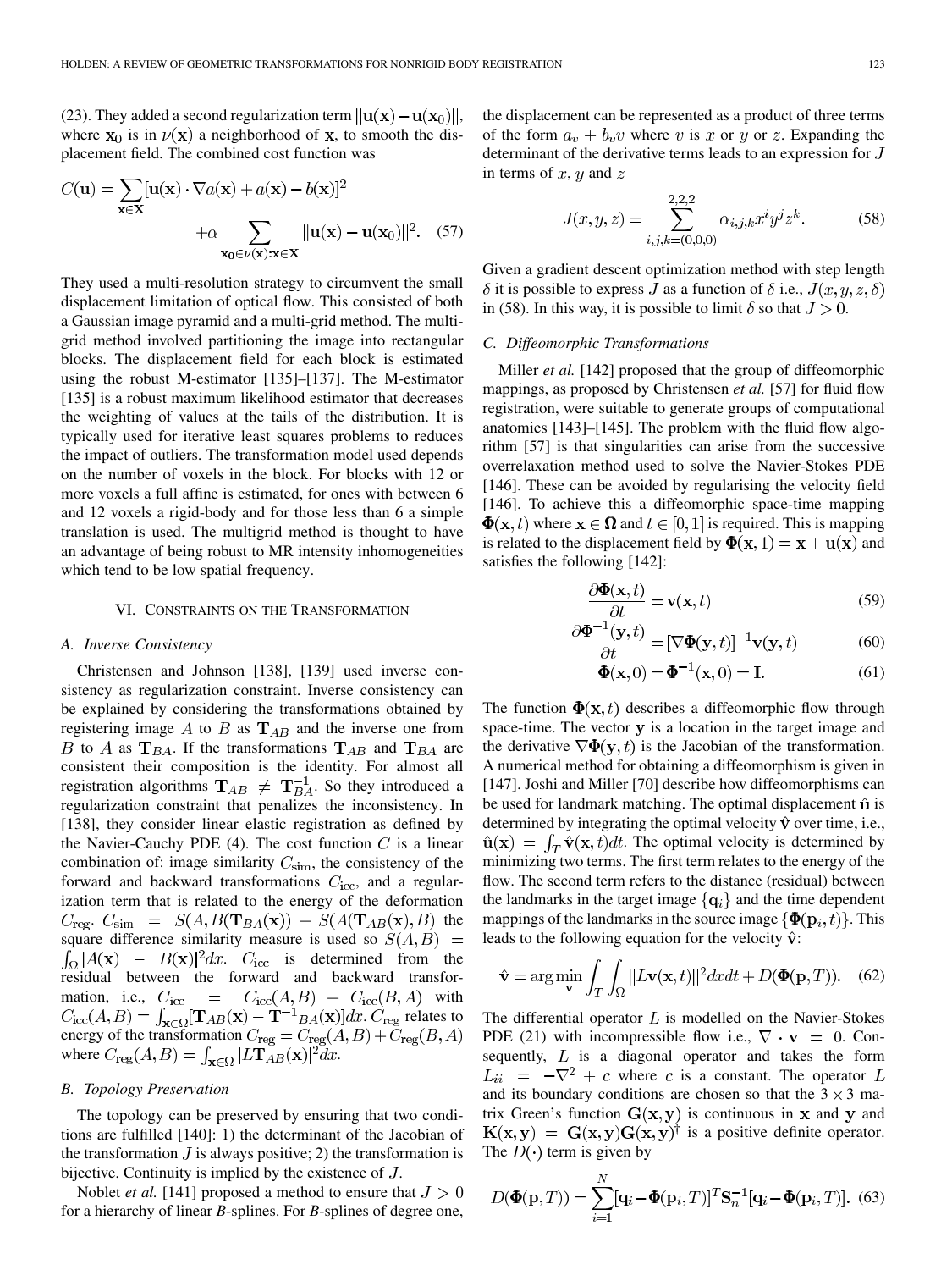(23). They added a second regularization term $||\mathbf{u}(\mathbf{x})-\mathbf{u}(\mathbf{x}_0)||$, where $\mathbf{x}_0$ is in $\nu(\mathbf{x})$ a neighborhood of $\mathbf{x}$, to smooth the displacement field. The combined cost function was

$$C(\mathbf{u}) = \sum_{\mathbf{x}\in\mathbf{X}} [\mathbf{u}(\mathbf{x})\cdot\nabla a(\mathbf{x}) + a(\mathbf{x}) - b(\mathbf{x})]^2 + \alpha \sum_{\mathbf{x}_0\in\nu(\mathbf{x}):\mathbf{x}\in\mathbf{X}} ||\mathbf{u}(\mathbf{x})-\mathbf{u}(\mathbf{x}_0)||^2. \quad (57)$$

They used a multi-resolution strategy to circumvent the small displacement limitation of optical flow. This consisted of both a Gaussian image pyramid and a multi-grid method. The multigrid method involved partitioning the image into rectangular blocks. The displacement field for each block is estimated using the robust M-estimator [135]–[137]. The M-estimator [135] is a robust maximum likelihood estimator that decreases the weighting of values at the tails of the distribution. It is typically used for iterative least squares problems to reduces the impact of outliers. The transformation model used depends on the number of voxels in the block. For blocks with 12 or more voxels a full affine is estimated, for ones with between 6 and 12 voxels a rigid-body and for those less than 6 a simple translation is used. The multigrid method is thought to have an advantage of being robust to MR intensity inhomogeneities which tend to be low spatial frequency.

## VI. Constraints on the Transformation

### A. Inverse Consistency

Christensen and Johnson [138], [139] used inverse consistency as regularization constraint. Inverse consistency can be explained by considering the transformations obtained by registering image $A$ to $B$ as $\mathbf{T}_{AB}$ and the inverse one from $B$ to $A$ as $\mathbf{T}_{BA}$. If the transformations $\mathbf{T}_{AB}$ and $\mathbf{T}_{BA}$ are consistent their composition is the identity. For almost all registration algorithms $\mathbf{T}_{AB} \neq \mathbf{T}_{BA}^{-1}$. So they introduced a regularization constraint that penalizes the inconsistency. In [138], they consider linear elastic registration as defined by the Navier-Cauchy PDE (4). The cost function $C$ is a linear combination of: image similarity $C_{\text{sim}}$, the consistency of the forward and backward transformations $C_{\text{icc}}$, and a regularization term that is related to the energy of the deformation $C_{\text{reg}}$. $C_{\text{sim}} = S(A, B(\mathbf{T}_{BA}(\mathbf{x})) + S(A(\mathbf{T}_{AB}(\mathbf{x}), B)$ the square difference similarity measure is used so $S(A,B) = \int_\Omega |A(\mathbf{x}) - B(\mathbf{x})|^2 dx$. $C_{\text{icc}}$ is determined from the residual between the forward and backward transformation, i.e., $C_{\text{icc}} = C_{\text{icc}}(A,B) + C_{\text{icc}}(B,A)$ with $C_{\text{icc}}(A,B) = \int_{\mathbf{x}\in\Omega} [\mathbf{T}_{AB}(\mathbf{x}) - \mathbf{T}^{-1}{}_{BA}(\mathbf{x})] dx$. $C_{\text{reg}}$ relates to energy of the transformation $C_{\text{reg}} = C_{\text{reg}}(A,B) + C_{\text{reg}}(B,A)$ where $C_{\text{reg}}(A,B) = \int_{\mathbf{x}\in\Omega} |L\mathbf{T}_{AB}(\mathbf{x})|^2 dx$.

### B. Topology Preservation

The topology can be preserved by ensuring that two conditions are fulfilled [140]: 1) the determinant of the Jacobian of the transformation $J$ is always positive; 2) the transformation is bijective. Continuity is implied by the existence of $J$.

Noblet *et al.* [141] proposed a method to ensure that $J > 0$ for a hierarchy of linear $B$-splines. For $B$-splines of degree one, the displacement can be represented as a product of three terms of the form $a_v + b_v v$ where $v$ is $x$ or $y$ or $z$. Expanding the determinant of the derivative terms leads to an expression for $J$ in terms of $x$, $y$ and $z$

$$J(x,y,z) = \sum_{i,j,k=(0,0,0)}^{2,2,2} \alpha_{i,j,k} x^i y^j z^k. \quad (58)$$

Given a gradient descent optimization method with step length $\delta$ it is possible to express $J$ as a function of $\delta$ i.e., $J(x,y,z,\delta)$ in (58). In this way, it is possible to limit $\delta$ so that $J > 0$.

### C. Diffeomorphic Transformations

Miller *et al.* [142] proposed that the group of diffeomorphic mappings, as proposed by Christensen *et al.* [57] for fluid flow registration, were suitable to generate groups of computational anatomies [143]–[145]. The problem with the fluid flow algorithm [57] is that singularities can arise from the successive overrelaxation method used to solve the Navier-Stokes PDE [146]. These can be avoided by regularising the velocity field [146]. To achieve this a diffeomorphic space-time mapping $\mathbf{\Phi}(\mathbf{x},t)$ where $\mathbf{x}\in\mathbf{\Omega}$ and $t\in[0,1]$ is required. This is mapping is related to the displacement field by $\mathbf{\Phi}(\mathbf{x},1) = \mathbf{x} + \mathbf{u}(\mathbf{x})$ and satisfies the following [142]:

$$\frac{\partial \mathbf{\Phi}(\mathbf{x},t)}{\partial t} = \mathbf{v}(\mathbf{x},t) \quad (59)$$

$$\frac{\partial \mathbf{\Phi}^{-1}(\mathbf{y},t)}{\partial t} = [\nabla\mathbf{\Phi}(\mathbf{y},t)]^{-1}\mathbf{v}(\mathbf{y},t) \quad (60)$$

$$\mathbf{\Phi}(\mathbf{x},0) = \mathbf{\Phi}^{-1}(\mathbf{x},0) = \mathbf{I}. \quad (61)$$

The function $\mathbf{\Phi}(\mathbf{x},t)$ describes a diffeomorphic flow through space-time. The vector $\mathbf{y}$ is a location in the target image and the derivative $\nabla\mathbf{\Phi}(\mathbf{y},t)$ is the Jacobian of the transformation. A numerical method for obtaining a diffeomorphism is given in [147]. Joshi and Miller [70] describe how diffeomorphisms can be used for landmark matching. The optimal displacement $\hat{\mathbf{u}}$ is determined by integrating the optimal velocity $\hat{\mathbf{v}}$ over time, i.e., $\hat{\mathbf{u}}(\mathbf{x}) = \int_T \hat{\mathbf{v}}(\mathbf{x},t)dt$. The optimal velocity is determined by minimizing two terms. The first term relates to the energy of the flow. The second term refers to the distance (residual) between the landmarks in the target image $\{\mathbf{q}_i\}$ and the time dependent mappings of the landmarks in the source image $\{\mathbf{\Phi}(\mathbf{p}_i,t)\}$. This leads to the following equation for the velocity $\hat{\mathbf{v}}$:

$$\hat{\mathbf{v}} = \arg\min_{\mathbf{v}} \int_T \int_\Omega ||L\mathbf{v}(\mathbf{x},t)||^2 dx dt + D(\mathbf{\Phi}(\mathbf{p},T)). \quad (62)$$

The differential operator $L$ is modelled on the Navier-Stokes PDE (21) with incompressible flow i.e., $\nabla\cdot\mathbf{v} = 0$. Consequently, $L$ is a diagonal operator and takes the form $L_{ii} = -\nabla^2 + c$ where $c$ is a constant. The operator $L$ and its boundary conditions are chosen so that the $3\times 3$ matrix Green's function $\mathbf{G}(\mathbf{x},\mathbf{y})$ is continuous in $\mathbf{x}$ and $\mathbf{y}$ and $\mathbf{K}(\mathbf{x},\mathbf{y}) = \mathbf{G}(\mathbf{x},\mathbf{y})\mathbf{G}(\mathbf{x},\mathbf{y})^\dagger$ is a positive definite operator. The $D(\cdot)$ term is given by

$$D(\mathbf{\Phi}(\mathbf{p},T)) = \sum_{i=1}^{N} [\mathbf{q}_i - \mathbf{\Phi}(\mathbf{p}_i,T)]^T \mathbf{S}_n^{-1} [\mathbf{q}_i - \mathbf{\Phi}(\mathbf{p}_i,T)]. \quad (63)$$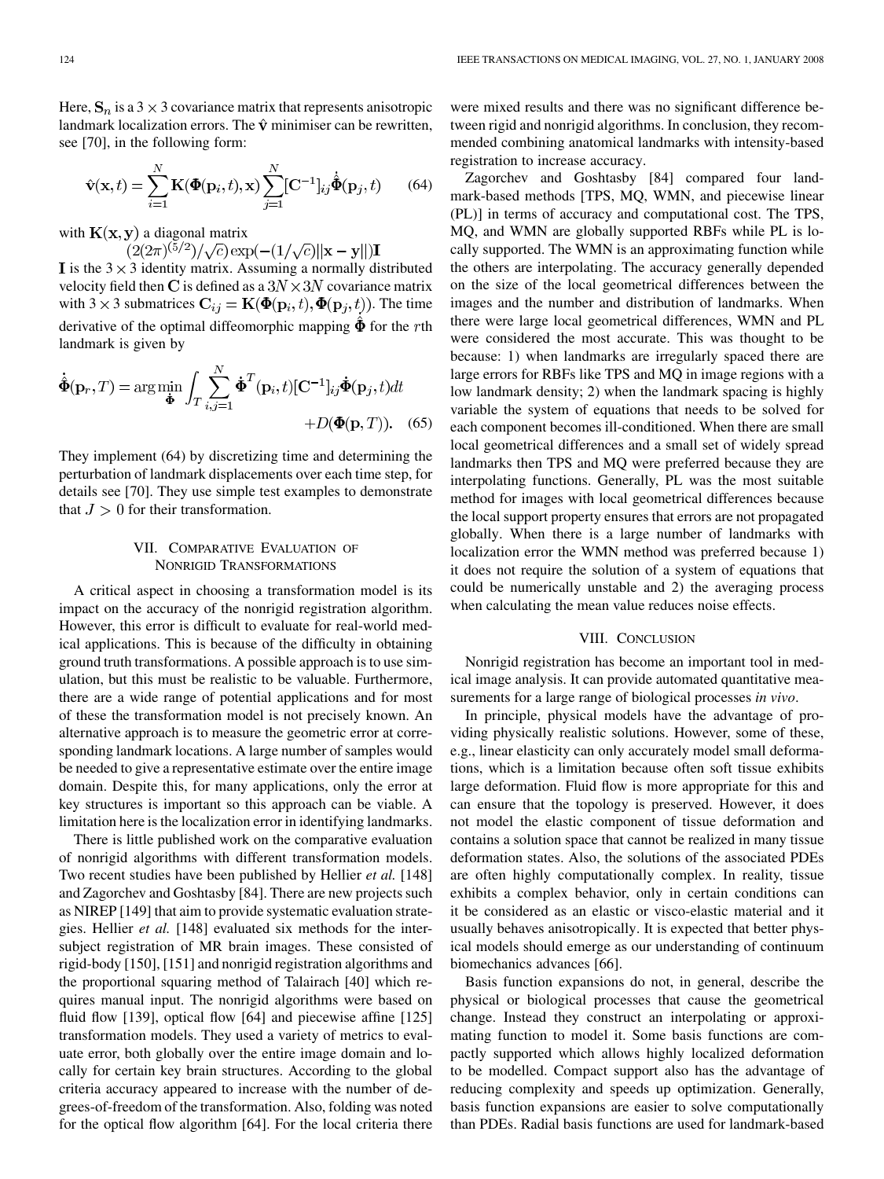Here, $\mathbf{S}_n$ is a $3 \times 3$ covariance matrix that represents anisotropic landmark localization errors. The $\hat{\mathbf{v}}$ minimiser can be rewritten, see [70], in the following form:

$$\hat{\mathbf{v}}(\mathbf{x}, t) = \sum_{i=1}^{N} \mathbf{K}(\mathbf{\Phi}(\mathbf{p}_i, t), \mathbf{x}) \sum_{j=1}^{N} [\mathbf{C}^{-1}]_{ij} \dot{\hat{\mathbf{\Phi}}}(\mathbf{p}_j, t) \tag{64}$$

with $\mathbf{K}(\mathbf{x}, \mathbf{y})$ a diagonal matrix $(2(2\pi)^{(5/2)}/\sqrt{c}) \exp(-(1/\sqrt{c})\|\mathbf{x} - \mathbf{y}\|)\mathbf{I}$ $\mathbf{I}$ is the $3 \times 3$ identity matrix. Assuming a normally distributed velocity field then $\mathbf{C}$ is defined as a $3N \times 3N$ covariance matrix with $3 \times 3$ submatrices $\mathbf{C}_{ij} = \mathbf{K}(\mathbf{\Phi}(\mathbf{p}_i, t), \mathbf{\Phi}(\mathbf{p}_j, t))$. The time derivative of the optimal diffeomorphic mapping $\hat{\mathbf{\Phi}}$ for the $r$th landmark is given by

$$\dot{\hat{\mathbf{\Phi}}}(\mathbf{p}_r, T) = \arg\min_{\dot{\mathbf{\Phi}}} \int_T \sum_{i,j=1}^{N} \dot{\mathbf{\Phi}}^T(\mathbf{p}_i, t)[\mathbf{C}^{-1}]_{ij} \dot{\mathbf{\Phi}}(\mathbf{p}_j, t) dt + D(\mathbf{\Phi}(\mathbf{p}, T)). \tag{65}$$

They implement (64) by discretizing time and determining the perturbation of landmark displacements over each time step, for details see [70]. They use simple test examples to demonstrate that $J > 0$ for their transformation.

## VII. Comparative Evaluation of Nonrigid Transformations

A critical aspect in choosing a transformation model is its impact on the accuracy of the nonrigid registration algorithm. However, this error is difficult to evaluate for real-world medical applications. This is because of the difficulty in obtaining ground truth transformations. A possible approach is to use simulation, but this must be realistic to be valuable. Furthermore, there are a wide range of potential applications and for most of these the transformation model is not precisely known. An alternative approach is to measure the geometric error at corresponding landmark locations. A large number of samples would be needed to give a representative estimate over the entire image domain. Despite this, for many applications, only the error at key structures is important so this approach can be viable. A limitation here is the localization error in identifying landmarks.

There is little published work on the comparative evaluation of nonrigid algorithms with different transformation models. Two recent studies have been published by Hellier *et al.* [148] and Zagorchev and Goshtasby [84]. There are new projects such as NIREP [149] that aim to provide systematic evaluation strategies. Hellier *et al.* [148] evaluated six methods for the inter-subject registration of MR brain images. These consisted of rigid-body [150], [151] and nonrigid registration algorithms and the proportional squaring method of Talairach [40] which requires manual input. The nonrigid algorithms were based on fluid flow [139], optical flow [64] and piecewise affine [125] transformation models. They used a variety of metrics to evaluate error, both globally over the entire image domain and locally for certain key brain structures. According to the global criteria accuracy appeared to increase with the number of degrees-of-freedom of the transformation. Also, folding was noted for the optical flow algorithm [64]. For the local criteria there were mixed results and there was no significant difference between rigid and nonrigid algorithms. In conclusion, they recommended combining anatomical landmarks with intensity-based registration to increase accuracy.

Zagorchev and Goshtasby [84] compared four landmark-based methods [TPS, MQ, WMN, and piecewise linear (PL)] in terms of accuracy and computational cost. The TPS, MQ, and WMN are globally supported RBFs while PL is locally supported. The WMN is an approximating function while the others are interpolating. The accuracy generally depended on the size of the local geometrical differences between the images and the number and distribution of landmarks. When there were large local geometrical differences, WMN and PL were considered the most accurate. This was thought to be because: 1) when landmarks are irregularly spaced there are large errors for RBFs like TPS and MQ in image regions with a low landmark density; 2) when the landmark spacing is highly variable the system of equations that needs to be solved for each component becomes ill-conditioned. When there are small local geometrical differences and a small set of widely spread landmarks then TPS and MQ were preferred because they are interpolating functions. Generally, PL was the most suitable method for images with local geometrical differences because the local support property ensures that errors are not propagated globally. When there is a large number of landmarks with localization error the WMN method was preferred because 1) it does not require the solution of a system of equations that could be numerically unstable and 2) the averaging process when calculating the mean value reduces noise effects.

## VIII. Conclusion

Nonrigid registration has become an important tool in medical image analysis. It can provide automated quantitative measurements for a large range of biological processes *in vivo*.

In principle, physical models have the advantage of providing physically realistic solutions. However, some of these, e.g., linear elasticity can only accurately model small deformations, which is a limitation because often soft tissue exhibits large deformation. Fluid flow is more appropriate for this and can ensure that the topology is preserved. However, it does not model the elastic component of tissue deformation and contains a solution space that cannot be realized in many tissue deformation states. Also, the solutions of the associated PDEs are often highly computationally complex. In reality, tissue exhibits a complex behavior, only in certain conditions can it be considered as an elastic or visco-elastic material and it usually behaves anisotropically. It is expected that better physical models should emerge as our understanding of continuum biomechanics advances [66].

Basis function expansions do not, in general, describe the physical or biological processes that cause the geometrical change. Instead they construct an interpolating or approximating function to model it. Some basis functions are compactly supported which allows highly localized deformation to be modelled. Compact support also has the advantage of reducing complexity and speeds up optimization. Generally, basis function expansions are easier to solve computationally than PDEs. Radial basis functions are used for landmark-based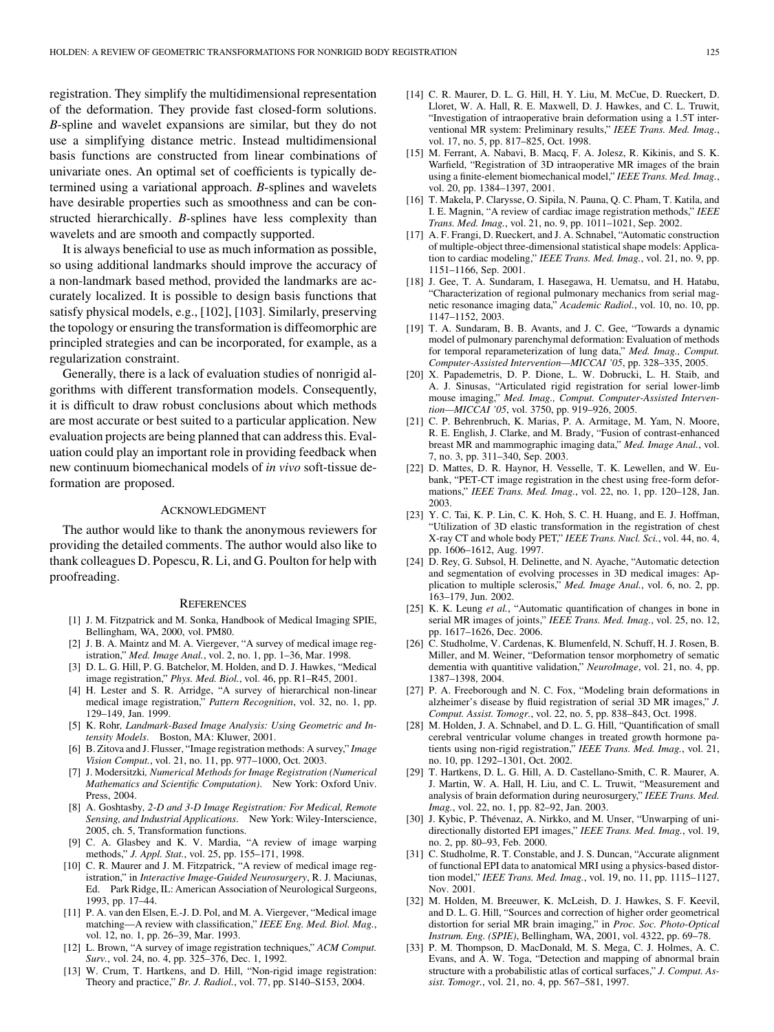registration. They simplify the multidimensional representation of the deformation. They provide fast closed-form solutions. *B*-spline and wavelet expansions are similar, but they do not use a simplifying distance metric. Instead multidimensional basis functions are constructed from linear combinations of univariate ones. An optimal set of coefficients is typically determined using a variational approach. *B*-splines and wavelets have desirable properties such as smoothness and can be constructed hierarchically. *B*-splines have less complexity than wavelets and are smooth and compactly supported.

It is always beneficial to use as much information as possible, so using additional landmarks should improve the accuracy of a non-landmark based method, provided the landmarks are accurately localized. It is possible to design basis functions that satisfy physical models, e.g., [102], [103]. Similarly, preserving the topology or ensuring the transformation is diffeomorphic are principled strategies and can be incorporated, for example, as a regularization constraint.

Generally, there is a lack of evaluation studies of nonrigid algorithms with different transformation models. Consequently, it is difficult to draw robust conclusions about which methods are most accurate or best suited to a particular application. New evaluation projects are being planned that can address this. Evaluation could play an important role in providing feedback when new continuum biomechanical models of *in vivo* soft-tissue deformation are proposed.

## ACKNOWLEDGMENT

The author would like to thank the anonymous reviewers for providing the detailed comments. The author would also like to thank colleagues D. Popescu, R. Li, and G. Poulton for help with proofreading.

## REFERENCES

[1] J. M. Fitzpatrick and M. Sonka, Handbook of Medical Imaging SPIE, Bellingham, WA, 2000, vol. PM80.

[2] J. B. A. Maintz and M. A. Viergever, "A survey of medical image registration," *Med. Image Anal.*, vol. 2, no. 1, pp. 1–36, Mar. 1998.

[3] D. L. G. Hill, P. G. Batchelor, M. Holden, and D. J. Hawkes, "Medical image registration," *Phys. Med. Biol.*, vol. 46, pp. R1–R45, 2001.

[4] H. Lester and S. R. Arridge, "A survey of hierarchical non-linear medical image registration," *Pattern Recognition*, vol. 32, no. 1, pp. 129–149, Jan. 1999.

[5] K. Rohr*, Landmark-Based Image Analysis: Using Geometric and Intensity Models*. Boston, MA: Kluwer, 2001.

[6] B. Zitova and J. Flusser, "Image registration methods: A survey," *Image Vision Comput.*, vol. 21, no. 11, pp. 977–1000, Oct. 2003.

[7] J. Modersitzki*, Numerical Methods for Image Registration (Numerical Mathematics and Scientific Computation)*. New York: Oxford Univ. Press, 2004.

[8] A. Goshtasby*, 2-D and 3-D Image Registration: For Medical, Remote Sensing, and Industrial Applications*. New York: Wiley-Interscience, 2005, ch. 5, Transformation functions.

[9] C. A. Glasbey and K. V. Mardia, "A review of image warping methods," *J. Appl. Stat.*, vol. 25, pp. 155–171, 1998.

[10] C. R. Maurer and J. M. Fitzpatrick, "A review of medical image registration," in *Interactive Image-Guided Neurosurgery*, R. J. Maciunas, Ed. Park Ridge, IL: American Association of Neurological Surgeons, 1993, pp. 17–44.

[11] P. A. van den Elsen, E.-J. D. Pol, and M. A. Viergever, "Medical image matching—A review with classification," *IEEE Eng. Med. Biol. Mag.*, vol. 12, no. 1, pp. 26–39, Mar. 1993.

[12] L. Brown, "A survey of image registration techniques," *ACM Comput. Surv.*, vol. 24, no. 4, pp. 325–376, Dec. 1, 1992.

[13] W. Crum, T. Hartkens, and D. Hill, "Non-rigid image registration: Theory and practice," *Br. J. Radiol.*, vol. 77, pp. S140–S153, 2004.

[14] C. R. Maurer, D. L. G. Hill, H. Y. Liu, M. McCue, D. Rueckert, D. Lloret, W. A. Hall, R. E. Maxwell, D. J. Hawkes, and C. L. Truwit, "Investigation of intraoperative brain deformation using a 1.5T interventional MR system: Preliminary results," *IEEE Trans. Med. Imag.*, vol. 17, no. 5, pp. 817–825, Oct. 1998.

[15] M. Ferrant, A. Nabavi, B. Macq, F. A. Jolesz, R. Kikinis, and S. K. Warfield, "Registration of 3D intraoperative MR images of the brain using a finite-element biomechanical model," *IEEE Trans. Med. Imag.*, vol. 20, pp. 1384–1397, 2001.

[16] T. Makela, P. Clarysse, O. Sipila, N. Pauna, Q. C. Pham, T. Katila, and I. E. Magnin, "A review of cardiac image registration methods," *IEEE Trans. Med. Imag.*, vol. 21, no. 9, pp. 1011–1021, Sep. 2002.

[17] A. F. Frangi, D. Rueckert, and J. A. Schnabel, "Automatic construction of multiple-object three-dimensional statistical shape models: Application to cardiac modeling," *IEEE Trans. Med. Imag.*, vol. 21, no. 9, pp. 1151–1166, Sep. 2001.

[18] J. Gee, T. A. Sundaram, I. Hasegawa, H. Uematsu, and H. Hatabu, "Characterization of regional pulmonary mechanics from serial magnetic resonance imaging data," *Academic Radiol.*, vol. 10, no. 10, pp. 1147–1152, 2003.

[19] T. A. Sundaram, B. B. Avants, and J. C. Gee, "Towards a dynamic model of pulmonary parenchymal deformation: Evaluation of methods for temporal reparameterization of lung data," *Med. Imag., Comput. Computer-Assisted Intervention—MICCAI '05*, pp. 328–335, 2005.

[20] X. Papademetris, D. P. Dione, L. W. Dobrucki, L. H. Staib, and A. J. Sinusas, "Articulated rigid registration for serial lower-limb mouse imaging," *Med. Imag., Comput. Computer-Assisted Intervention—MICCAI '05*, vol. 3750, pp. 919–926, 2005.

[21] C. P. Behrenbruch, K. Marias, P. A. Armitage, M. Yam, N. Moore, R. E. English, J. Clarke, and M. Brady, "Fusion of contrast-enhanced breast MR and mammographic imaging data," *Med. Image Anal.*, vol. 7, no. 3, pp. 311–340, Sep. 2003.

[22] D. Mattes, D. R. Haynor, H. Vesselle, T. K. Lewellen, and W. Eubank, "PET-CT image registration in the chest using free-form deformations," *IEEE Trans. Med. Imag.*, vol. 22, no. 1, pp. 120–128, Jan. 2003.

[23] Y. C. Tai, K. P. Lin, C. K. Hoh, S. C. H. Huang, and E. J. Hoffman, "Utilization of 3D elastic transformation in the registration of chest X-ray CT and whole body PET," *IEEE Trans. Nucl. Sci.*, vol. 44, no. 4, pp. 1606–1612, Aug. 1997.

[24] D. Rey, G. Subsol, H. Delinette, and N. Ayache, "Automatic detection and segmentation of evolving processes in 3D medical images: Application to multiple sclerosis," *Med. Image Anal.*, vol. 6, no. 2, pp. 163–179, Jun. 2002.

[25] K. K. Leung *et al.*, "Automatic quantification of changes in bone in serial MR images of joints," *IEEE Trans. Med. Imag.*, vol. 25, no. 12, pp. 1617–1626, Dec. 2006.

[26] C. Studholme, V. Cardenas, K. Blumenfeld, N. Schuff, H. J. Rosen, B. Miller, and M. Weiner, "Deformation tensor morphometry of sematic dementia with quantitive validation," *NeuroImage*, vol. 21, no. 4, pp. 1387–1398, 2004.

[27] P. A. Freeborough and N. C. Fox, "Modeling brain deformations in alzheimer's disease by fluid registration of serial 3D MR images," *J. Comput. Assist. Tomogr.*, vol. 22, no. 5, pp. 838–843, Oct. 1998.

[28] M. Holden, J. A. Schnabel, and D. L. G. Hill, "Quantification of small cerebral ventricular volume changes in treated growth hormone patients using non-rigid registration," *IEEE Trans. Med. Imag.*, vol. 21, no. 10, pp. 1292–1301, Oct. 2002.

[29] T. Hartkens, D. L. G. Hill, A. D. Castellano-Smith, C. R. Maurer, A. J. Martin, W. A. Hall, H. Liu, and C. L. Truwit, "Measurement and analysis of brain deformation during neurosurgery," *IEEE Trans. Med. Imag.*, vol. 22, no. 1, pp. 82–92, Jan. 2003.

[30] J. Kybic, P. Thévenaz, A. Nirkko, and M. Unser, "Unwarping of unidirectionally distorted EPI images," *IEEE Trans. Med. Imag.*, vol. 19, no. 2, pp. 80–93, Feb. 2000.

[31] C. Studholme, R. T. Constable, and J. S. Duncan, "Accurate alignment of functional EPI data to anatomical MRI using a physics-based distortion model," *IEEE Trans. Med. Imag.*, vol. 19, no. 11, pp. 1115–1127, Nov. 2001.

[32] M. Holden, M. Breeuwer, K. McLeish, D. J. Hawkes, S. F. Keevil, and D. L. G. Hill, "Sources and correction of higher order geometrical distortion for serial MR brain imaging," in *Proc. Soc. Photo-Optical Instrum. Eng. (SPIE)*, Bellingham, WA, 2001, vol. 4322, pp. 69–78.

[33] P. M. Thompson, D. MacDonald, M. S. Mega, C. J. Holmes, A. C. Evans, and A. W. Toga, "Detection and mapping of abnormal brain structure with a probabilistic atlas of cortical surfaces," *J. Comput. Assist. Tomogr.*, vol. 21, no. 4, pp. 567–581, 1997.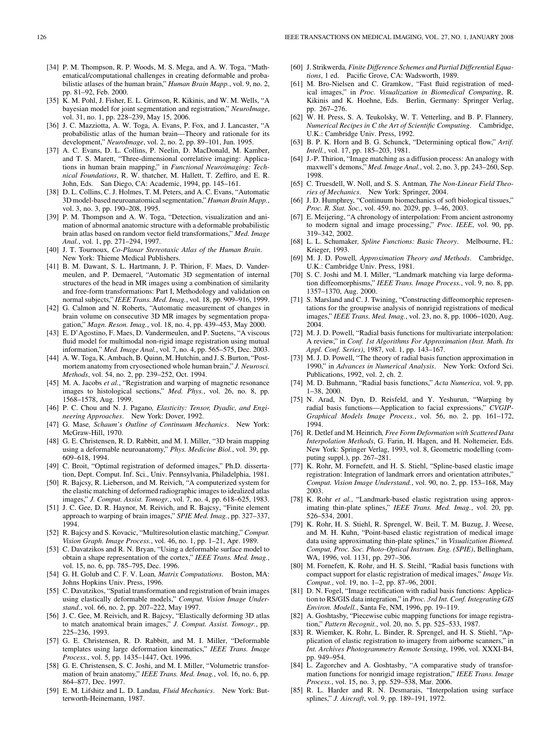[34] P. M. Thompson, R. P. Woods, M. S. Mega, and A. W. Toga, "Mathematical/computational challenges in creating deformable and probabilistic atlases of the human brain," *Human Brain Mapp.*, vol. 9, no. 2, pp. 81–92, Feb. 2000.

[35] K. M. Pohl, J. Fisher, E. L. Grimson, R. Kikinis, and W. M. Wells, "A bayesian model for joint segmentation and registration," *NeuroImage*, vol. 31, no. 1, pp. 228–239, May 15, 2006.

[36] J. C. Mazziotta, A. W. Toga, A. Evans, P. Fox, and J. Lancaster, "A probabilistic atlas of the human brain—Theory and rationale for its development," *NeuroImage*, vol. 2, no. 2, pp. 89–101, Jun. 1995.

[37] A. C. Evans, D. L. Collins, P. Neelin, D. MacDonald, M. Kamber, and T. S. Marett, "Three-dimensional correlative imaging: Applications in human brain mapping," in *Functional Neuroimaging: Technical Foundations*, R. W. thatcher, M. Hallett, T. Zeffiro, and E. R. John, Eds. San Diego, CA: Academic, 1994, pp. 145–161.

[38] D. L. Collins, C. J. Holmes, T. M. Peters, and A. C. Evans, "Automatic 3D model-based neuroanatomical segmentation," *Human Brain Mapp.*, vol. 3, no. 3, pp. 190–208, 1995.

[39] P. M. Thompson and A. W. Toga, "Detection, visualization and animation of abnormal anatomic structure with a deformable probabilistic brain atlas based on random vector field transformations," *Med. Image Anal.*, vol. 1, pp. 271–294, 1997.

[40] J. T. Tournoux, *Co-Planar Stereotaxic Atlas of the Human Brain*. New York: Thieme Medical Publishers.

[41] B. M. Dawant, S. L. Hartmann, J. P. Thirion, F. Maes, D. Vandermeulen, and P. Demaerel, "Automatic 3D segmentation of internal structures of the head in MR images using a combination of similarity and free-form transformations: Part I, Methodology and validation on normal subjects," *IEEE Trans. Med. Imag.*, vol. 18, pp. 909–916, 1999.

[42] G. Calmon and N. Roberts, "Automatic measurement of changes in brain volume on consecutive 3D MR images by segmentation propagation," *Magn. Reson. Imag.*, vol. 18, no. 4, pp. 439–453, May 2000.

[43] E. D'Agostino, F. Maes, D. Vandermeulen, and P. Suetens, "A viscous fluid model for multimodal non-rigid image registration using mutual information," *Med. Image Anal.*, vol. 7, no. 4, pp. 565–575, Dec. 2003.

[44] A. W. Toga, K. Ambach, B. Quinn, M. Hutchin, and J. S. Burton, "Postmortem anatomy from cryosectioned whole human brain," *J. Neurosci. Methods*, vol. 54, no. 2, pp. 239–252, Oct. 1994.

[45] M. A. Jacobs *et al.*, "Registration and warping of magnetic resonance images to histological sections," *Med. Phys.*, vol. 26, no. 8, pp. 1568–1578, Aug. 1999.

[46] P. C. Chou and N. J. Pagano, *Elasticity: Tensor, Dyadic, and Engineering Approaches*. New York: Dover, 1992.

[47] G. Mase, *Schaum's Outline of Continuum Mechanics*. New York: McGraw-Hill, 1970.

[48] G. E. Christensen, R. D. Rabbitt, and M. I. Miller, "3D brain mapping using a deformable neuroanatomy," *Phys. Medicine Biol.*, vol. 39, pp. 609–618, 1994.

[49] C. Broit, "Optimal registration of deformed images," Ph.D. dissertation, Dept. Comput. Inf. Sci., Univ. Pennsylvania, Philadelphia, 1981.

[50] R. Bajcsy, R. Lieberson, and M. Reivich, "A computerized system for the elastic matching of deformed radiographic images to idealized atlas images," *J. Comput. Assist. Tomogr.*, vol. 7, no. 4, pp. 618–625, 1983.

[51] J. C. Gee, D. R. Haynor, M. Reivich, and R. Bajcsy, "Finite element approach to warping of brain images," *SPIE Med. Imag.*, pp. 327–337, 1994.

[52] R. Bajcsy and S. Kovacic, "Multiresolution elastic matching," *Comput. Vision Graph. Image Process.*, vol. 46, no. 1, pp. 1–21, Apr. 1989.

[53] C. Davatzikos and R. N. Bryan, "Using a deformable surface model to obtain a shape representation of the cortex," *IEEE Trans. Med. Imag.*, vol. 15, no. 6, pp. 785–795, Dec. 1996.

[54] G. H. Golub and C. F. V. Loan, *Matrix Computations*. Boston, MA: Johns Hopkins Univ. Press, 1996.

[55] C. Davatzikos, "Spatial transformation and registration of brain images using elastically deformable models," *Comput. Vision Image Understand.*, vol. 66, no. 2, pp. 207–222, May 1997.

[56] J. C. Gee, M. Reivich, and R. Bajcsy, "Elastically deforming 3D atlas to match anatomical brain images," *J. Comput. Assist. Tomogr.*, pp. 225–236, 1993.

[57] G. E. Christensen, R. D. Rabbitt, and M. I. Miller, "Deformable templates using large deformation kinematics," *IEEE Trans. Image Process.*, vol. 5, pp. 1435–1447, Oct. 1996.

[58] G. E. Christensen, S. C. Joshi, and M. I. Miller, "Volumetric transformation of brain anatomy," *IEEE Trans. Med. Imag.*, vol. 16, no. 6, pp. 864–877, Dec. 1997.

[59] E. M. Lifshitz and L. D. Landau, *Fluid Mechanics*. New York: Butterworth-Heinemann, 1987.

[60] J. Strikwerda, *Finite Difference Schemes and Partial Differential Equations*, 1 ed. Pacific Grove, CA: Wadsworth, 1989.

[61] M. Bro-Nielsen and C. Gramkow, "Fast fluid registration of medical images," in *Proc. Visualization in Biomedical Computing*, R. Kikinis and K. Hoehne, Eds. Berlin, Germany: Springer Verlag, pp. 267–276.

[62] W. H. Press, S. A. Teukolsky, W. T. Vetterling, and B. P. Flannery, *Numerical Recipes in C the Art of Scientific Computing*. Cambridge, U.K.: Cambridge Univ. Press, 1992.

[63] B. P. K. Horn and B. G. Schunck, "Determining optical flow," *Artif. Intell.*, vol. 17, pp. 185–203, 1981.

[64] J.-P. Thirion, "Image matching as a diffusion process: An analogy with maxwell's demons," *Med. Image Anal.*, vol. 2, no. 3, pp. 243–260, Sep. 1998.

[65] C. Truesdell, W. Noll, and S. S. Antman, *The Non-Linear Field Theories of Mechanics*. New York: Springer, 2004.

[66] J. D. Humphrey, "Continuum biomechanics of soft biological tissues," *Proc. R. Stat. Soc.*, vol. 459, no. 2029, pp. 3–46, 2003.

[67] E. Meijering, "A chronology of interpolation: From ancient astronomy to modern signal and image processing," *Proc. IEEE*, vol. 90, pp. 319–342, 2002.

[68] L. L. Schumaker, *Spline Functions: Basic Theory*. Melbourne, FL: Krieger, 1993.

[69] M. J. D. Powell, *Approximation Theory and Methods*. Cambridge, U.K.: Cambridge Univ. Press, 1981.

[70] S. C. Joshi and M. I. Miller, "Landmark matching via large deformation diffeomorphisms," *IEEE Trans. Image Process.*, vol. 9, no. 8, pp. 1357–1370, Aug. 2000.

[71] S. Marsland and C. J. Twining, "Constructing diffeomorphic representations for the groupwise analysis of nonrigid registrations of medical images," *IEEE Trans. Med. Imag.*, vol. 23, no. 8, pp. 1006–1020, Aug. 2004.

[72] M. J. D. Powell, "Radial basis functions for multivariate interpolation: A review," in *Conf. 1st Algorithms For Approximation (Inst. Math. Its Appl. Conf. Series)*, 1987, vol. 1, pp. 143–167.

[73] M. J. D. Powell, "The theory of radial basis function approximation in 1990," in *Advances in Numerical Analysis*. New York: Oxford Sci. Publications, 1992, vol. 2, ch. 2.

[74] M. D. Buhmann, "Radial basis functions," *Acta Numerica*, vol. 9, pp. 1–38, 2000.

[75] N. Arad, N. Dyn, D. Reisfeld, and Y. Yeshurun, "Warping by radial basis functions—Application to facial expressions," *CVGIP-Graphical Models Image Process.*, vol. 56, no. 2, pp. 161–172, 1994.

[76] R. Detlef and M. Heinrich, *Free Form Deformation with Scattered Data Interpolation Methods*, G. Farin, H. Hagen, and H. Noltemeier, Eds. New York: Springer Verlag, 1993, vol. 8, Geometric modelling (computing suppl.), pp. 267–281.

[77] K. Rohr, M. Fornefett, and H. S. Stiehl, "Spline-based elastic image registration: Integration of landmark errors and orientation attributes," *Comput. Vision Image Understand.*, vol. 90, no. 2, pp. 153–168, May 2003.

[78] K. Rohr *et al.*, "Landmark-based elastic registration using approximating thin-plate splines," *IEEE Trans. Med. Imag.*, vol. 20, pp. 526–534, 2001.

[79] K. Rohr, H. S. Stiehl, R. Sprengel, W. Beil, T. M. Buzug, J. Weese, and M. H. Kuhn, "Point-based elastic registration of medical image data using approximating thin-plate splines," in *Visualization Biomed. Comput, Proc. Soc. Photo-Optical Instrum. Eng. (SPIE)*, Bellingham, WA, 1996, vol. 1131, pp. 297–306.

[80] M. Fornefett, K. Rohr, and H. S. Steihl, "Radial basis functions with compact support for elastic registration of medical images," *Image Vis. Comput.*, vol. 19, no. 1–2, pp. 87–96, 2001.

[81] D. N. Fogel, "Image rectification with radial basis functions: Application to RS/GIS data integration," in *Proc. 3rd Int. Conf. Integrating GIS Environ. Modell.*, Santa Fe, NM, 1996, pp. 19–119.

[82] A. Goshtasby, "Piecewise cubic mapping functions for image registration," *Pattern Recognit.*, vol. 20, no. 5, pp. 525–533, 1987.

[83] R. Wiemker, K. Rohr, L. Binder, R. Sprengel, and H. S. Stiehl, "Application of elastic registration to imagery from airborne scanners," in *Int. Archives Photogrammetry Remote Sensing*, 1996, vol. XXXI-B4, pp. 949–954.

[84] L. Zagorchev and A. Goshtasby, "A comparative study of transformation functions for nonrigid image registration," *IEEE Trans. Image Process.*, vol. 15, no. 3, pp. 529–538, Mar. 2006.

[85] R. L. Harder and R. N. Desmarais, "Interpolation using surface splines," *J. Aircraft*, vol. 9, pp. 189–191, 1972.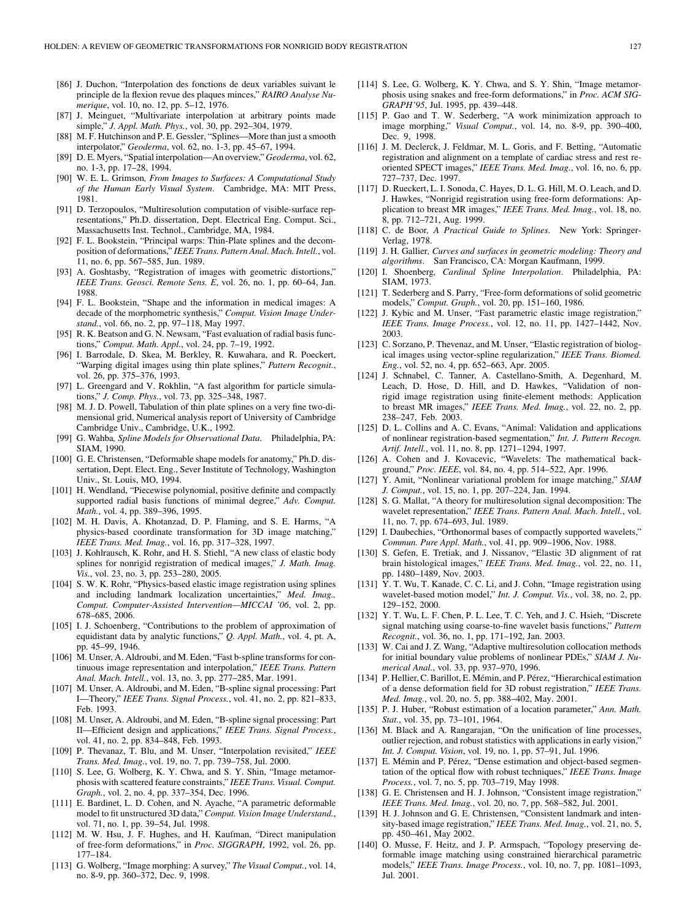[86] J. Duchon, "Interpolation des fonctions de deux variables suivant le principe de la flexion revue des plaques minces," *RAIRO Analyse Numerique*, vol. 10, no. 12, pp. 5–12, 1976.

[87] J. Meinguet, "Multivariate interpolation at arbitrary points made simple," *J. Appl. Math. Phys.*, vol. 30, pp. 292–304, 1979.

[88] M. F. Hutchinson and P. E. Gessler, "Splines—More than just a smooth interpolator," *Geoderma*, vol. 62, no. 1-3, pp. 45–67, 1994.

[89] D. E. Myers, "Spatial interpolation—An overview," *Geoderma*, vol. 62, no. 1-3, pp. 17–28, 1994.

[90] W. E. L. Grimson*, From Images to Surfaces: A Computational Study of the Human Early Visual System*. Cambridge, MA: MIT Press, 1981.

[91] D. Terzopoulos, "Multiresolution computation of visible-surface representations," Ph.D. dissertation, Dept. Electrical Eng. Comput. Sci., Massachusetts Inst. Technol., Cambridge, MA, 1984.

[92] F. L. Bookstein, "Principal warps: Thin-Plate splines and the decomposition of deformations," *IEEE Trans. Pattern Anal. Mach. Intell.*, vol. 11, no. 6, pp. 567–585, Jun. 1989.

[93] A. Goshtasby, "Registration of images with geometric distortions," *IEEE Trans. Geosci. Remote Sens. E*, vol. 26, no. 1, pp. 60–64, Jan. 1988.

[94] F. L. Bookstein, "Shape and the information in medical images: A decade of the morphometric synthesis," *Comput. Vision Image Understand.*, vol. 66, no. 2, pp. 97–118, May 1997.

[95] R. K. Beatson and G. N. Newsam, "Fast evaluation of radial basis functions," *Comput. Math. Appl.*, vol. 24, pp. 7–19, 1992.

[96] I. Barrodale, D. Skea, M. Berkley, R. Kuwahara, and R. Poeckert, "Warping digital images using thin plate splines," *Pattern Recognit.*, vol. 26, pp. 375–376, 1993.

[97] L. Greengard and V. Rokhlin, "A fast algorithm for particle simulations," *J. Comp. Phys.*, vol. 73, pp. 325–348, 1987.

[98] M. J. D. Powell, Tabulation of thin plate splines on a very fine two-dimensional grid, Numerical analysis report of University of Cambridge Cambridge Univ., Cambridge, U.K., 1992.

[99] G. Wahba*, Spline Models for Observational Data*. Philadelphia, PA: SIAM, 1990.

[100] G. E. Christensen, "Deformable shape models for anatomy," Ph.D. dissertation, Dept. Elect. Eng., Sever Institute of Technology, Washington Univ., St. Louis, MO, 1994.

[101] H. Wendland, "Piecewise polynomial, positive definite and compactly supported radial basis functions of minimal degree," *Adv. Comput. Math.*, vol. 4, pp. 389–396, 1995.

[102] M. H. Davis, A. Khotanzad, D. P. Flaming, and S. E. Harms, "A physics-based coordinate transformation for 3D image matching," *IEEE Trans. Med. Imag.*, vol. 16, pp. 317–328, 1997.

[103] J. Kohlrausch, K. Rohr, and H. S. Stiehl, "A new class of elastic body splines for nonrigid registration of medical images," *J. Math. Imag. Vis.*, vol. 23, no. 3, pp. 253–280, 2005.

[104] S. W. K. Rohr, "Physics-based elastic image registration using splines and including landmark localization uncertainties," *Med. Imag., Comput. Computer-Assisted Intervention—MICCAI '06*, vol. 2, pp. 678–685, 2006.

[105] I. J. Schoenberg, "Contributions to the problem of approximation of equidistant data by analytic functions," *Q. Appl. Math.*, vol. 4, pt. A, pp. 45–99, 1946.

[106] M. Unser, A. Aldroubi, and M. Eden, "Fast b-spline transforms for continuous image representation and interpolation," *IEEE Trans. Pattern Anal. Mach. Intell.*, vol. 13, no. 3, pp. 277–285, Mar. 1991.

[107] M. Unser, A. Aldroubi, and M. Eden, "B-spline signal processing: Part I—Theory," *IEEE Trans. Signal Process.*, vol. 41, no. 2, pp. 821–833, Feb. 1993.

[108] M. Unser, A. Aldroubi, and M. Eden, "B-spline signal processing: Part II—Efficient design and applications," *IEEE Trans. Signal Process.*, vol. 41, no. 2, pp. 834–848, Feb. 1993.

[109] P. Thevanaz, T. Blu, and M. Unser, "Interpolation revisited," *IEEE Trans. Med. Imag.*, vol. 19, no. 7, pp. 739–758, Jul. 2000.

[110] S. Lee, G. Wolberg, K. Y. Chwa, and S. Y. Shin, "Image metamorphosis with scattered feature constraints," *IEEE Trans. Visual. Comput. Graph.*, vol. 2, no. 4, pp. 337–354, Dec. 1996.

[111] E. Bardinet, L. D. Cohen, and N. Ayache, "A parametric deformable model to fit unstructured 3D data," *Comput. Vision Image Understand.*, vol. 71, no. 1, pp. 39–54, Jul. 1998.

[112] M. W. Hsu, J. F. Hughes, and H. Kaufman, "Direct manipulation of free-form deformations," in *Proc. SIGGRAPH*, 1992, vol. 26, pp. 177–184.

[113] G. Wolberg, "Image morphing: A survey," *The Visual Comput.*, vol. 14, no. 8-9, pp. 360–372, Dec. 9, 1998.

[114] S. Lee, G. Wolberg, K. Y. Chwa, and S. Y. Shin, "Image metamorphosis using snakes and free-form deformations," in *Proc. ACM SIGGRAPH'95*, Jul. 1995, pp. 439–448.

[115] P. Gao and T. W. Sederberg, "A work minimization approach to image morphing," *Visual Comput.*, vol. 14, no. 8-9, pp. 390–400, Dec. 9, 1998.

[116] J. M. Declerck, J. Feldmar, M. L. Goris, and F. Betting, "Automatic registration and alignment on a template of cardiac stress and rest reoriented SPECT images," *IEEE Trans. Med. Imag.*, vol. 16, no. 6, pp. 727–737, Dec. 1997.

[117] D. Rueckert, L. I. Sonoda, C. Hayes, D. L. G. Hill, M. O. Leach, and D. J. Hawkes, "Nonrigid registration using free-form deformations: Application to breast MR images," *IEEE Trans. Med. Imag.*, vol. 18, no. 8, pp. 712–721, Aug. 1999.

[118] C. de Boor*, A Practical Guide to Splines*. New York: Springer-Verlag, 1978.

[119] J. H. Gallier*, Curves and surfaces in geometric modeling: Theory and algorithms*. San Francisco, CA: Morgan Kaufmann, 1999.

[120] I. Shoenberg*, Cardinal Spline Interpolation*. Philadelphia, PA: SIAM, 1973.

[121] T. Sederberg and S. Parry, "Free-form deformations of solid geometric models," *Comput. Graph.*, vol. 20, pp. 151–160, 1986.

[122] J. Kybic and M. Unser, "Fast parametric elastic image registration," *IEEE Trans. Image Process.*, vol. 12, no. 11, pp. 1427–1442, Nov. 2003.

[123] C. Sorzano, P. Thevenaz, and M. Unser, "Elastic registration of biological images using vector-spline regularization," *IEEE Trans. Biomed. Eng.*, vol. 52, no. 4, pp. 652–663, Apr. 2005.

[124] J. Schnabel, C. Tanner, A. Castellano-Smith, A. Degenhard, M. Leach, D. Hose, D. Hill, and D. Hawkes, "Validation of nonrigid image registration using finite-element methods: Application to breast MR images," *IEEE Trans. Med. Imag.*, vol. 22, no. 2, pp. 238–247, Feb. 2003.

[125] D. L. Collins and A. C. Evans, "Animal: Validation and applications of nonlinear registration-based segmentation," *Int. J. Pattern Recogn. Artif. Intell.*, vol. 11, no. 8, pp. 1271–1294, 1997.

[126] A. Cohen and J. Kovacevic, "Wavelets: The mathematical background," *Proc. IEEE*, vol. 84, no. 4, pp. 514–522, Apr. 1996.

[127] Y. Amit, "Nonlinear variational problem for image matching," *SIAM J. Comput.*, vol. 15, no. 1, pp. 207–224, Jan. 1994.

[128] S. G. Mallat, "A theory for multiresolution signal decomposition: The wavelet representation," *IEEE Trans. Pattern Anal. Mach. Intell.*, vol. 11, no. 7, pp. 674–693, Jul. 1989.

[129] I. Daubechies, "Orthonormal bases of compactly supported wavelets," *Commun. Pure Appl. Math.*, vol. 41, pp. 909–1906, Nov. 1988.

[130] S. Gefen, E. Tretiak, and J. Nissanov, "Elastic 3D alignment of rat brain histological images," *IEEE Trans. Med. Imag.*, vol. 22, no. 11, pp. 1480–1489, Nov. 2003.

[131] Y. T. Wu, T. Kanade, C. C. Li, and J. Cohn, "Image registration using wavelet-based motion model," *Int. J. Comput. Vis.*, vol. 38, no. 2, pp. 129–152, 2000.

[132] Y. T. Wu, L. F. Chen, P. L. Lee, T. C. Yeh, and J. C. Hsieh, "Discrete signal matching using coarse-to-fine wavelet basis functions," *Pattern Recognit.*, vol. 36, no. 1, pp. 171–192, Jan. 2003.

[133] W. Cai and J. Z. Wang, "Adaptive multiresolution collocation methods for initial boundary value problems of nonlinear PDEs," *SIAM J. Numerical Anal.*, vol. 33, pp. 937–970, 1996.

[134] P. Hellier, C. Barillot, E. Mémin, and P. Pérez, "Hierarchical estimation of a dense deformation field for 3D robust registration," *IEEE Trans. Med. Imag.*, vol. 20, no. 5, pp. 388–402, May. 2001.

[135] P. J. Huber, "Robust estimation of a location parameter," *Ann. Math. Stat.*, vol. 35, pp. 73–101, 1964.

[136] M. Black and A. Rangarajan, "On the unification of line processes, outlier rejection, and robust statistics with applications in early vision," *Int. J. Comput. Vision*, vol. 19, no. 1, pp. 57–91, Jul. 1996.

[137] E. Mémin and P. Pérez, "Dense estimation and object-based segmentation of the optical flow with robust techniques," *IEEE Trans. Image Process.*, vol. 7, no. 5, pp. 703–719, May 1998.

[138] G. E. Christensen and H. J. Johnson, "Consistent image registration," *IEEE Trans. Med. Imag.*, vol. 20, no. 7, pp. 568–582, Jul. 2001.

[139] H. J. Johnson and G. E. Christensen, "Consistent landmark and intensity-based image registration," *IEEE Trans. Med. Imag.*, vol. 21, no. 5, pp. 450–461, May 2002.

[140] O. Musse, F. Heitz, and J. P. Armspach, "Topology preserving deformable image matching using constrained hierarchical parametric models," *IEEE Trans. Image Process.*, vol. 10, no. 7, pp. 1081–1093, Jul. 2001.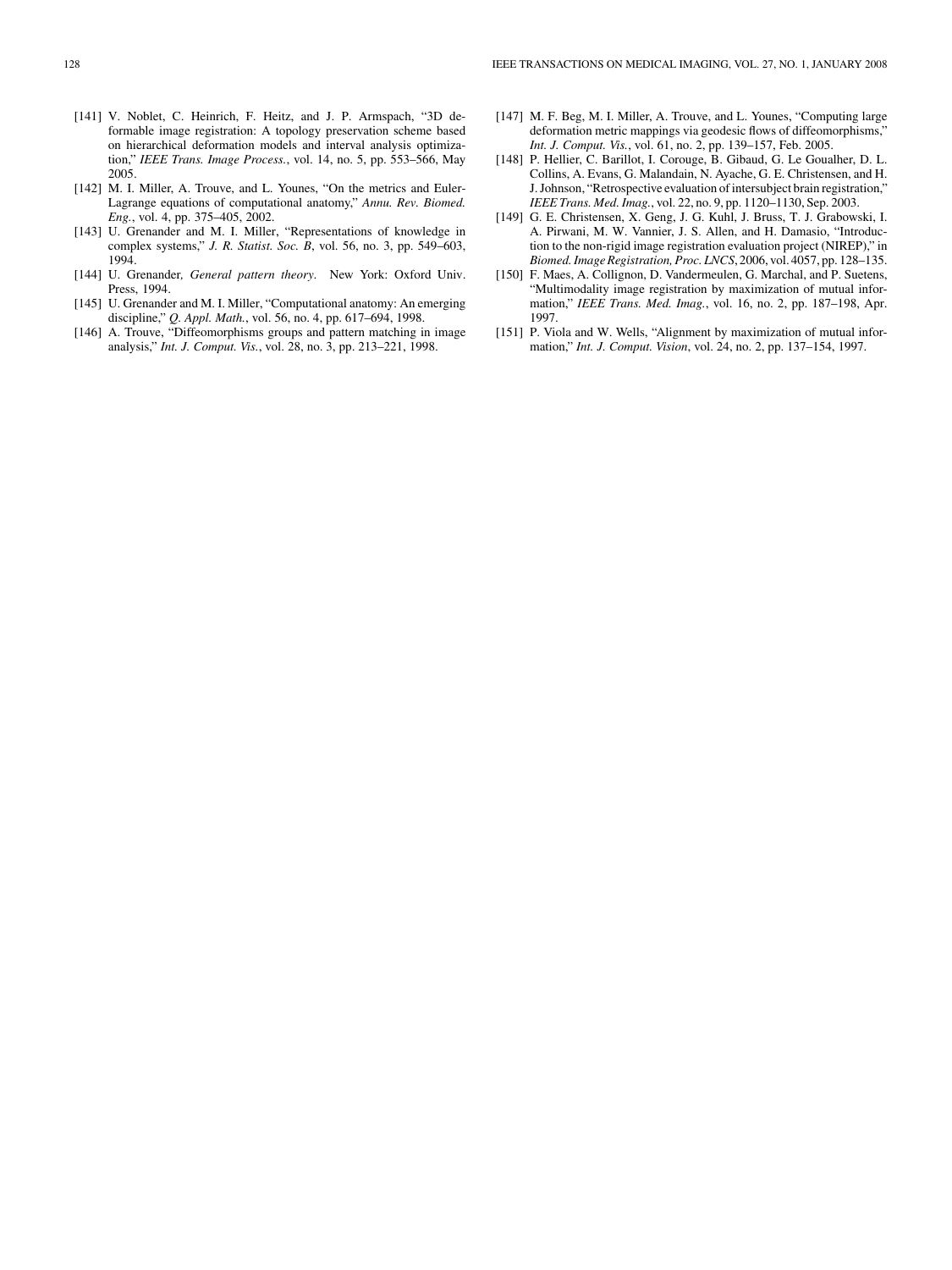[141] V. Noblet, C. Heinrich, F. Heitz, and J. P. Armspach, "3D deformable image registration: A topology preservation scheme based on hierarchical deformation models and interval analysis optimization," *IEEE Trans. Image Process.*, vol. 14, no. 5, pp. 553–566, May 2005.

[142] M. I. Miller, A. Trouve, and L. Younes, "On the metrics and Euler-Lagrange equations of computational anatomy," *Annu. Rev. Biomed. Eng.*, vol. 4, pp. 375–405, 2002.

[143] U. Grenander and M. I. Miller, "Representations of knowledge in complex systems," *J. R. Statist. Soc. B*, vol. 56, no. 3, pp. 549–603, 1994.

[144] U. Grenander, *General pattern theory*. New York: Oxford Univ. Press, 1994.

[145] U. Grenander and M. I. Miller, "Computational anatomy: An emerging discipline," *Q. Appl. Math.*, vol. 56, no. 4, pp. 617–694, 1998.

[146] A. Trouve, "Diffeomorphisms groups and pattern matching in image analysis," *Int. J. Comput. Vis.*, vol. 28, no. 3, pp. 213–221, 1998.

[147] M. F. Beg, M. I. Miller, A. Trouve, and L. Younes, "Computing large deformation metric mappings via geodesic flows of diffeomorphisms," *Int. J. Comput. Vis.*, vol. 61, no. 2, pp. 139–157, Feb. 2005.

[148] P. Hellier, C. Barillot, I. Corouge, B. Gibaud, G. Le Goualher, D. L. Collins, A. Evans, G. Malandain, N. Ayache, G. E. Christensen, and H. J. Johnson, "Retrospective evaluation of intersubject brain registration," *IEEE Trans. Med. Imag.*, vol. 22, no. 9, pp. 1120–1130, Sep. 2003.

[149] G. E. Christensen, X. Geng, J. G. Kuhl, J. Bruss, T. J. Grabowski, I. A. Pirwani, M. W. Vannier, J. S. Allen, and H. Damasio, "Introduction to the non-rigid image registration evaluation project (NIREP)," in *Biomed. Image Registration, Proc. LNCS*, 2006, vol. 4057, pp. 128–135.

[150] F. Maes, A. Collignon, D. Vandermeulen, G. Marchal, and P. Suetens, "Multimodality image registration by maximization of mutual information," *IEEE Trans. Med. Imag.*, vol. 16, no. 2, pp. 187–198, Apr. 1997.

[151] P. Viola and W. Wells, "Alignment by maximization of mutual information," *Int. J. Comput. Vision*, vol. 24, no. 2, pp. 137–154, 1997.